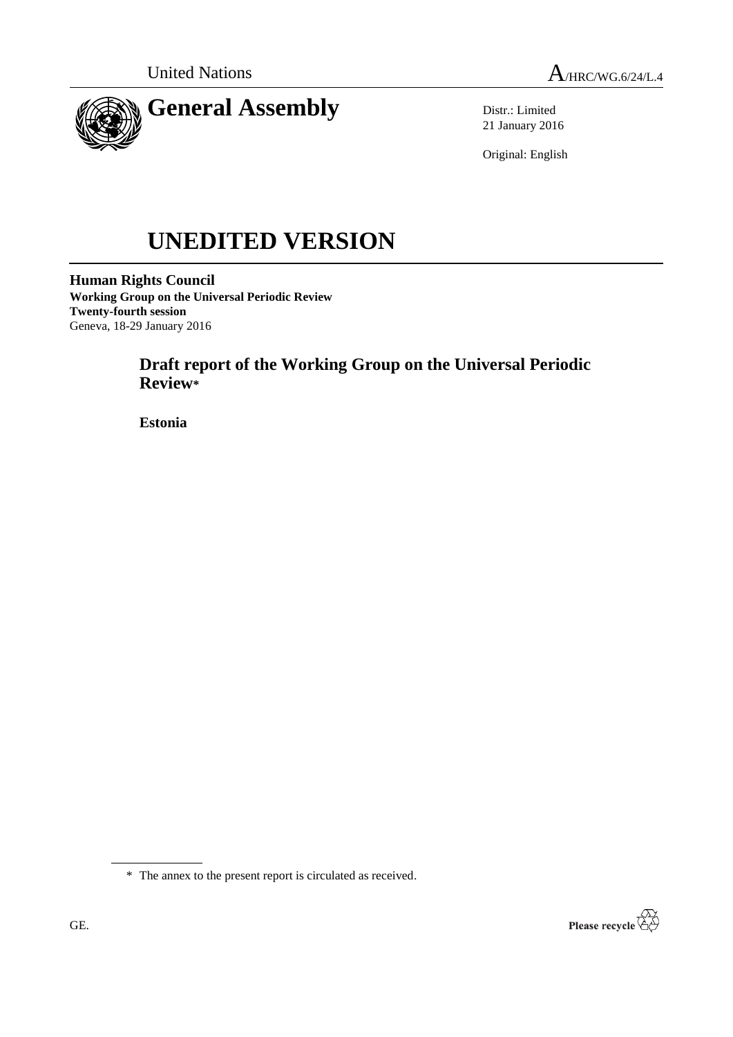United Nations A/HRC/WG.6/24/L.4

# General Assembly

Distr.: Limited
21 January 2016

Original: English

# UNEDITED VERSION

**Human Rights Council**
**Working Group on the Universal Periodic Review**
**Twenty-fourth session**
Geneva, 18-29 January 2016

## Draft report of the Working Group on the Universal Periodic Review*

**Estonia**

\* The annex to the present report is circulated as received.

GE.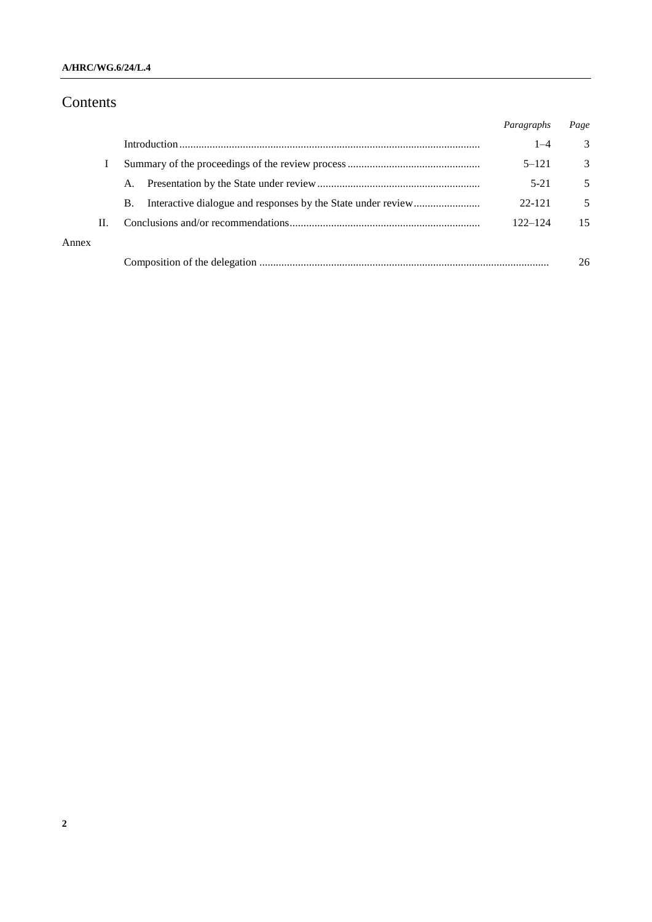# Contents

| | | Paragraphs | Page |
|---|---|---|---|
| | Introduction | 1–4 | 3 |
| I | Summary of the proceedings of the review process | 5–121 | 3 |
| | A. Presentation by the State under review | 5-21 | 5 |
| | B. Interactive dialogue and responses by the State under review | 22-121 | 5 |
| II. | Conclusions and/or recommendations | 122–124 | 15 |
| Annex | | | |
| | Composition of the delegation | | 26 |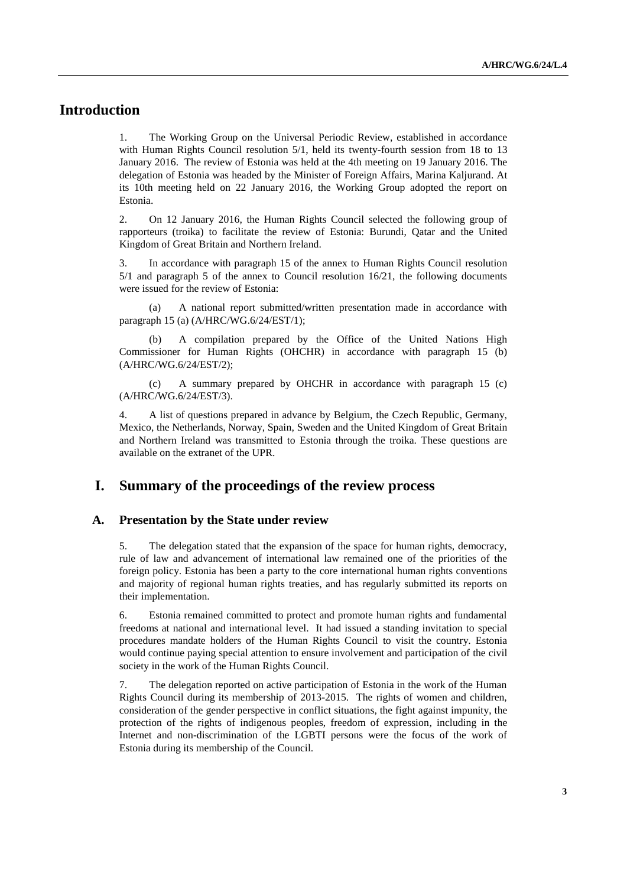## Introduction

1. The Working Group on the Universal Periodic Review, established in accordance with Human Rights Council resolution 5/1, held its twenty-fourth session from 18 to 13 January 2016. The review of Estonia was held at the 4th meeting on 19 January 2016. The delegation of Estonia was headed by the Minister of Foreign Affairs, Marina Kaljurand. At its 10th meeting held on 22 January 2016, the Working Group adopted the report on Estonia.

2. On 12 January 2016, the Human Rights Council selected the following group of rapporteurs (troika) to facilitate the review of Estonia: Burundi, Qatar and the United Kingdom of Great Britain and Northern Ireland.

3. In accordance with paragraph 15 of the annex to Human Rights Council resolution 5/1 and paragraph 5 of the annex to Council resolution 16/21, the following documents were issued for the review of Estonia:

(a) A national report submitted/written presentation made in accordance with paragraph 15 (a) (A/HRC/WG.6/24/EST/1);

(b) A compilation prepared by the Office of the United Nations High Commissioner for Human Rights (OHCHR) in accordance with paragraph 15 (b) (A/HRC/WG.6/24/EST/2);

(c) A summary prepared by OHCHR in accordance with paragraph 15 (c) (A/HRC/WG.6/24/EST/3).

4. A list of questions prepared in advance by Belgium, the Czech Republic, Germany, Mexico, the Netherlands, Norway, Spain, Sweden and the United Kingdom of Great Britain and Northern Ireland was transmitted to Estonia through the troika. These questions are available on the extranet of the UPR.

## I. Summary of the proceedings of the review process

### A. Presentation by the State under review

5. The delegation stated that the expansion of the space for human rights, democracy, rule of law and advancement of international law remained one of the priorities of the foreign policy. Estonia has been a party to the core international human rights conventions and majority of regional human rights treaties, and has regularly submitted its reports on their implementation.

6. Estonia remained committed to protect and promote human rights and fundamental freedoms at national and international level. It had issued a standing invitation to special procedures mandate holders of the Human Rights Council to visit the country. Estonia would continue paying special attention to ensure involvement and participation of the civil society in the work of the Human Rights Council.

7. The delegation reported on active participation of Estonia in the work of the Human Rights Council during its membership of 2013-2015. The rights of women and children, consideration of the gender perspective in conflict situations, the fight against impunity, the protection of the rights of indigenous peoples, freedom of expression, including in the Internet and non-discrimination of the LGBTI persons were the focus of the work of Estonia during its membership of the Council.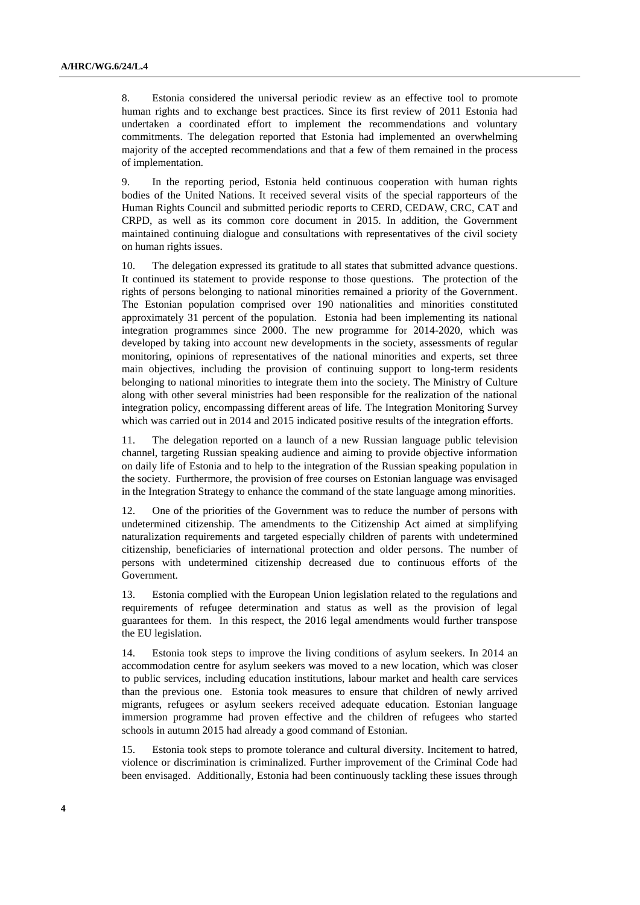8. Estonia considered the universal periodic review as an effective tool to promote human rights and to exchange best practices. Since its first review of 2011 Estonia had undertaken a coordinated effort to implement the recommendations and voluntary commitments. The delegation reported that Estonia had implemented an overwhelming majority of the accepted recommendations and that a few of them remained in the process of implementation.

9. In the reporting period, Estonia held continuous cooperation with human rights bodies of the United Nations. It received several visits of the special rapporteurs of the Human Rights Council and submitted periodic reports to CERD, CEDAW, CRC, CAT and CRPD, as well as its common core document in 2015. In addition, the Government maintained continuing dialogue and consultations with representatives of the civil society on human rights issues.

10. The delegation expressed its gratitude to all states that submitted advance questions. It continued its statement to provide response to those questions. The protection of the rights of persons belonging to national minorities remained a priority of the Government. The Estonian population comprised over 190 nationalities and minorities constituted approximately 31 percent of the population. Estonia had been implementing its national integration programmes since 2000. The new programme for 2014-2020, which was developed by taking into account new developments in the society, assessments of regular monitoring, opinions of representatives of the national minorities and experts, set three main objectives, including the provision of continuing support to long-term residents belonging to national minorities to integrate them into the society. The Ministry of Culture along with other several ministries had been responsible for the realization of the national integration policy, encompassing different areas of life. The Integration Monitoring Survey which was carried out in 2014 and 2015 indicated positive results of the integration efforts.

11. The delegation reported on a launch of a new Russian language public television channel, targeting Russian speaking audience and aiming to provide objective information on daily life of Estonia and to help to the integration of the Russian speaking population in the society. Furthermore, the provision of free courses on Estonian language was envisaged in the Integration Strategy to enhance the command of the state language among minorities.

12. One of the priorities of the Government was to reduce the number of persons with undetermined citizenship. The amendments to the Citizenship Act aimed at simplifying naturalization requirements and targeted especially children of parents with undetermined citizenship, beneficiaries of international protection and older persons. The number of persons with undetermined citizenship decreased due to continuous efforts of the Government.

13. Estonia complied with the European Union legislation related to the regulations and requirements of refugee determination and status as well as the provision of legal guarantees for them. In this respect, the 2016 legal amendments would further transpose the EU legislation.

14. Estonia took steps to improve the living conditions of asylum seekers. In 2014 an accommodation centre for asylum seekers was moved to a new location, which was closer to public services, including education institutions, labour market and health care services than the previous one. Estonia took measures to ensure that children of newly arrived migrants, refugees or asylum seekers received adequate education. Estonian language immersion programme had proven effective and the children of refugees who started schools in autumn 2015 had already a good command of Estonian.

15. Estonia took steps to promote tolerance and cultural diversity. Incitement to hatred, violence or discrimination is criminalized. Further improvement of the Criminal Code had been envisaged. Additionally, Estonia had been continuously tackling these issues through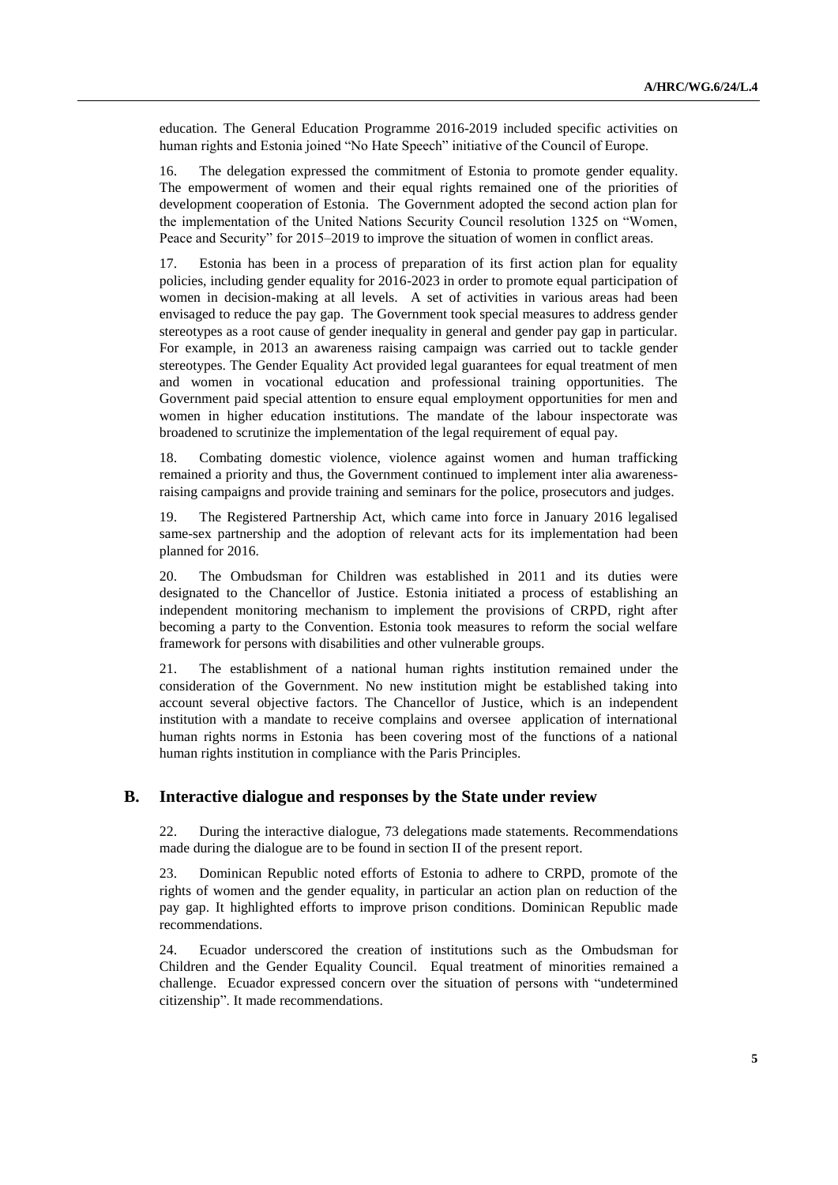education. The General Education Programme 2016-2019 included specific activities on human rights and Estonia joined "No Hate Speech" initiative of the Council of Europe.

16. The delegation expressed the commitment of Estonia to promote gender equality. The empowerment of women and their equal rights remained one of the priorities of development cooperation of Estonia. The Government adopted the second action plan for the implementation of the United Nations Security Council resolution 1325 on "Women, Peace and Security" for 2015–2019 to improve the situation of women in conflict areas.

17. Estonia has been in a process of preparation of its first action plan for equality policies, including gender equality for 2016-2023 in order to promote equal participation of women in decision-making at all levels. A set of activities in various areas had been envisaged to reduce the pay gap. The Government took special measures to address gender stereotypes as a root cause of gender inequality in general and gender pay gap in particular. For example, in 2013 an awareness raising campaign was carried out to tackle gender stereotypes. The Gender Equality Act provided legal guarantees for equal treatment of men and women in vocational education and professional training opportunities. The Government paid special attention to ensure equal employment opportunities for men and women in higher education institutions. The mandate of the labour inspectorate was broadened to scrutinize the implementation of the legal requirement of equal pay.

18. Combating domestic violence, violence against women and human trafficking remained a priority and thus, the Government continued to implement inter alia awareness-raising campaigns and provide training and seminars for the police, prosecutors and judges.

19. The Registered Partnership Act, which came into force in January 2016 legalised same-sex partnership and the adoption of relevant acts for its implementation had been planned for 2016.

20. The Ombudsman for Children was established in 2011 and its duties were designated to the Chancellor of Justice. Estonia initiated a process of establishing an independent monitoring mechanism to implement the provisions of CRPD, right after becoming a party to the Convention. Estonia took measures to reform the social welfare framework for persons with disabilities and other vulnerable groups.

21. The establishment of a national human rights institution remained under the consideration of the Government. No new institution might be established taking into account several objective factors. The Chancellor of Justice, which is an independent institution with a mandate to receive complains and oversee application of international human rights norms in Estonia has been covering most of the functions of a national human rights institution in compliance with the Paris Principles.

## B. Interactive dialogue and responses by the State under review

22. During the interactive dialogue, 73 delegations made statements. Recommendations made during the dialogue are to be found in section II of the present report.

23. Dominican Republic noted efforts of Estonia to adhere to CRPD, promote of the rights of women and the gender equality, in particular an action plan on reduction of the pay gap. It highlighted efforts to improve prison conditions. Dominican Republic made recommendations.

24. Ecuador underscored the creation of institutions such as the Ombudsman for Children and the Gender Equality Council. Equal treatment of minorities remained a challenge. Ecuador expressed concern over the situation of persons with "undetermined citizenship". It made recommendations.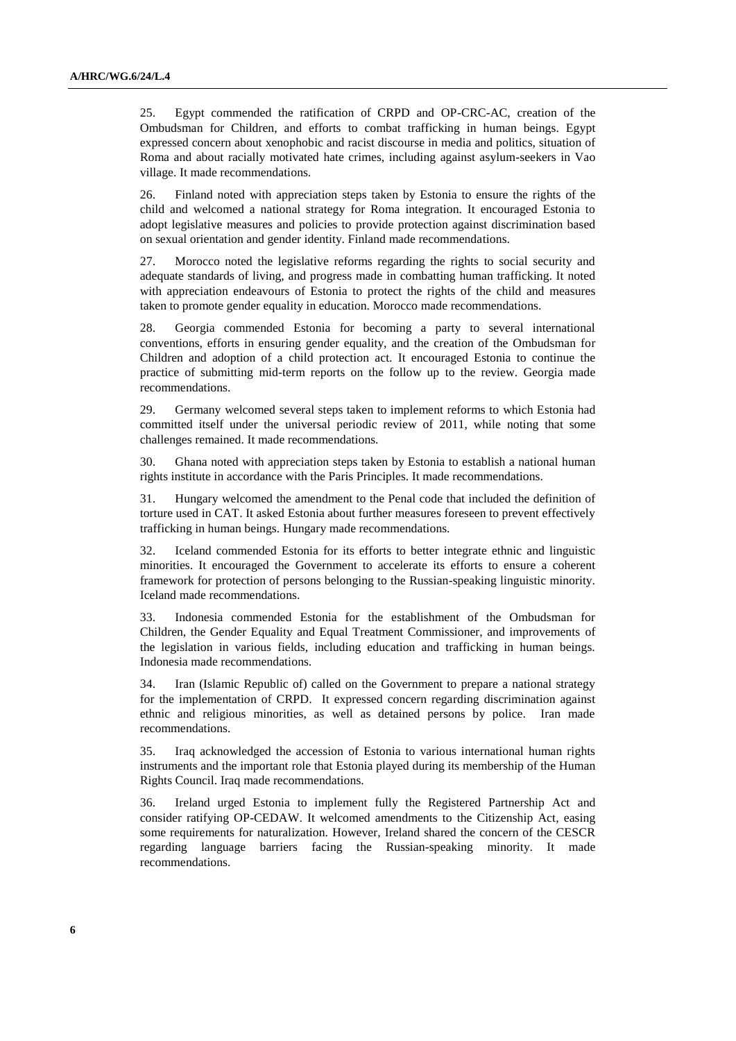25. Egypt commended the ratification of CRPD and OP-CRC-AC, creation of the Ombudsman for Children, and efforts to combat trafficking in human beings. Egypt expressed concern about xenophobic and racist discourse in media and politics, situation of Roma and about racially motivated hate crimes, including against asylum-seekers in Vao village. It made recommendations.

26. Finland noted with appreciation steps taken by Estonia to ensure the rights of the child and welcomed a national strategy for Roma integration. It encouraged Estonia to adopt legislative measures and policies to provide protection against discrimination based on sexual orientation and gender identity. Finland made recommendations.

27. Morocco noted the legislative reforms regarding the rights to social security and adequate standards of living, and progress made in combatting human trafficking. It noted with appreciation endeavours of Estonia to protect the rights of the child and measures taken to promote gender equality in education. Morocco made recommendations.

28. Georgia commended Estonia for becoming a party to several international conventions, efforts in ensuring gender equality, and the creation of the Ombudsman for Children and adoption of a child protection act. It encouraged Estonia to continue the practice of submitting mid-term reports on the follow up to the review. Georgia made recommendations.

29. Germany welcomed several steps taken to implement reforms to which Estonia had committed itself under the universal periodic review of 2011, while noting that some challenges remained. It made recommendations.

30. Ghana noted with appreciation steps taken by Estonia to establish a national human rights institute in accordance with the Paris Principles. It made recommendations.

31. Hungary welcomed the amendment to the Penal code that included the definition of torture used in CAT. It asked Estonia about further measures foreseen to prevent effectively trafficking in human beings. Hungary made recommendations.

32. Iceland commended Estonia for its efforts to better integrate ethnic and linguistic minorities. It encouraged the Government to accelerate its efforts to ensure a coherent framework for protection of persons belonging to the Russian-speaking linguistic minority. Iceland made recommendations.

33. Indonesia commended Estonia for the establishment of the Ombudsman for Children, the Gender Equality and Equal Treatment Commissioner, and improvements of the legislation in various fields, including education and trafficking in human beings. Indonesia made recommendations.

34. Iran (Islamic Republic of) called on the Government to prepare a national strategy for the implementation of CRPD. It expressed concern regarding discrimination against ethnic and religious minorities, as well as detained persons by police. Iran made recommendations.

35. Iraq acknowledged the accession of Estonia to various international human rights instruments and the important role that Estonia played during its membership of the Human Rights Council. Iraq made recommendations.

36. Ireland urged Estonia to implement fully the Registered Partnership Act and consider ratifying OP-CEDAW. It welcomed amendments to the Citizenship Act, easing some requirements for naturalization. However, Ireland shared the concern of the CESCR regarding language barriers facing the Russian-speaking minority. It made recommendations.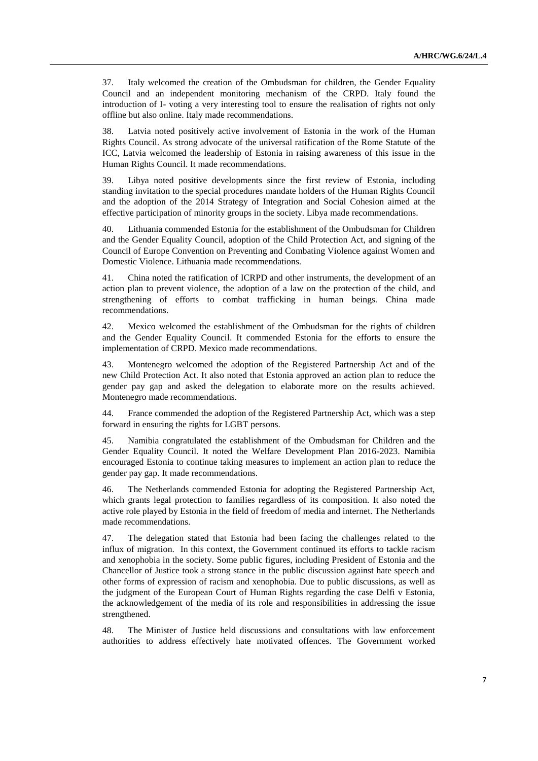37. Italy welcomed the creation of the Ombudsman for children, the Gender Equality Council and an independent monitoring mechanism of the CRPD. Italy found the introduction of I- voting a very interesting tool to ensure the realisation of rights not only offline but also online. Italy made recommendations.

38. Latvia noted positively active involvement of Estonia in the work of the Human Rights Council. As strong advocate of the universal ratification of the Rome Statute of the ICC, Latvia welcomed the leadership of Estonia in raising awareness of this issue in the Human Rights Council. It made recommendations.

39. Libya noted positive developments since the first review of Estonia, including standing invitation to the special procedures mandate holders of the Human Rights Council and the adoption of the 2014 Strategy of Integration and Social Cohesion aimed at the effective participation of minority groups in the society. Libya made recommendations.

40. Lithuania commended Estonia for the establishment of the Ombudsman for Children and the Gender Equality Council, adoption of the Child Protection Act, and signing of the Council of Europe Convention on Preventing and Combating Violence against Women and Domestic Violence. Lithuania made recommendations.

41. China noted the ratification of ICRPD and other instruments, the development of an action plan to prevent violence, the adoption of a law on the protection of the child, and strengthening of efforts to combat trafficking in human beings. China made recommendations.

42. Mexico welcomed the establishment of the Ombudsman for the rights of children and the Gender Equality Council. It commended Estonia for the efforts to ensure the implementation of CRPD. Mexico made recommendations.

43. Montenegro welcomed the adoption of the Registered Partnership Act and of the new Child Protection Act. It also noted that Estonia approved an action plan to reduce the gender pay gap and asked the delegation to elaborate more on the results achieved. Montenegro made recommendations.

44. France commended the adoption of the Registered Partnership Act, which was a step forward in ensuring the rights for LGBT persons.

45. Namibia congratulated the establishment of the Ombudsman for Children and the Gender Equality Council. It noted the Welfare Development Plan 2016-2023. Namibia encouraged Estonia to continue taking measures to implement an action plan to reduce the gender pay gap. It made recommendations.

46. The Netherlands commended Estonia for adopting the Registered Partnership Act, which grants legal protection to families regardless of its composition. It also noted the active role played by Estonia in the field of freedom of media and internet. The Netherlands made recommendations.

47. The delegation stated that Estonia had been facing the challenges related to the influx of migration. In this context, the Government continued its efforts to tackle racism and xenophobia in the society. Some public figures, including President of Estonia and the Chancellor of Justice took a strong stance in the public discussion against hate speech and other forms of expression of racism and xenophobia. Due to public discussions, as well as the judgment of the European Court of Human Rights regarding the case Delfi v Estonia, the acknowledgement of the media of its role and responsibilities in addressing the issue strengthened.

48. The Minister of Justice held discussions and consultations with law enforcement authorities to address effectively hate motivated offences. The Government worked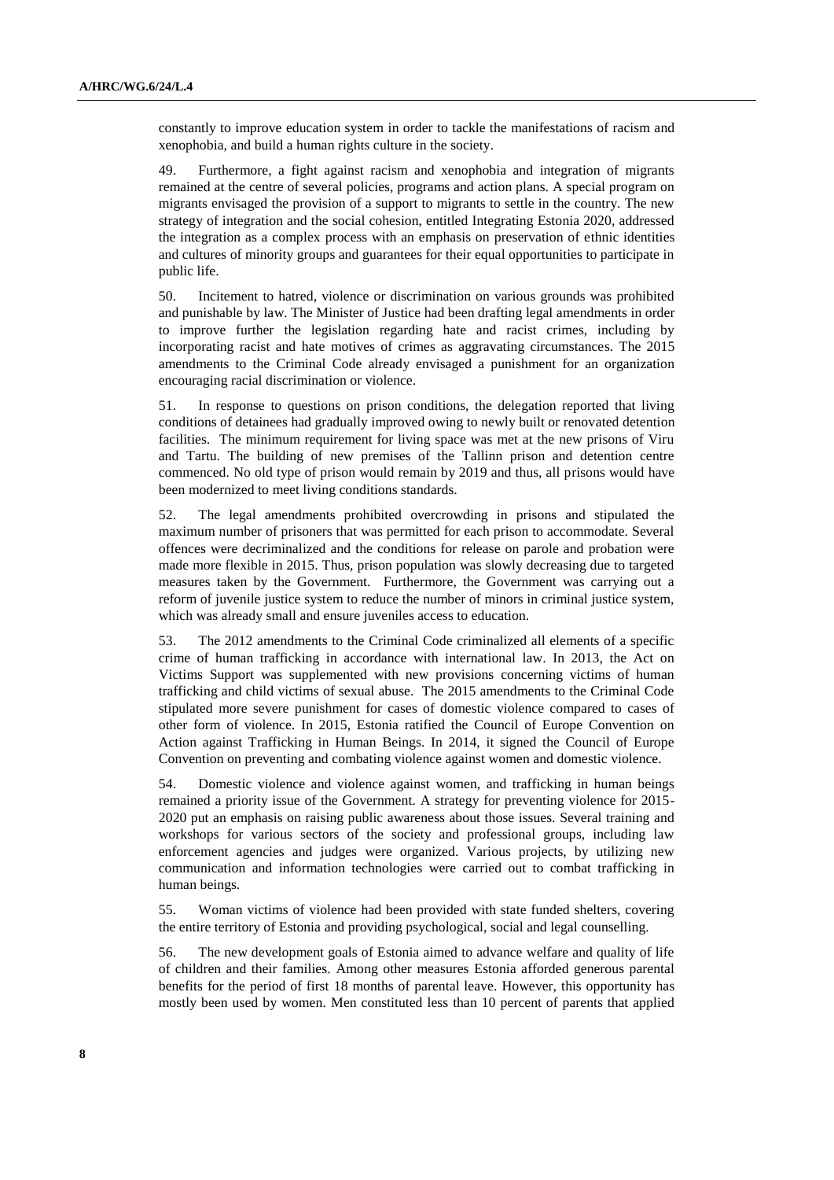constantly to improve education system in order to tackle the manifestations of racism and xenophobia, and build a human rights culture in the society.

49. Furthermore, a fight against racism and xenophobia and integration of migrants remained at the centre of several policies, programs and action plans. A special program on migrants envisaged the provision of a support to migrants to settle in the country. The new strategy of integration and the social cohesion, entitled Integrating Estonia 2020, addressed the integration as a complex process with an emphasis on preservation of ethnic identities and cultures of minority groups and guarantees for their equal opportunities to participate in public life.

50. Incitement to hatred, violence or discrimination on various grounds was prohibited and punishable by law. The Minister of Justice had been drafting legal amendments in order to improve further the legislation regarding hate and racist crimes, including by incorporating racist and hate motives of crimes as aggravating circumstances. The 2015 amendments to the Criminal Code already envisaged a punishment for an organization encouraging racial discrimination or violence.

51. In response to questions on prison conditions, the delegation reported that living conditions of detainees had gradually improved owing to newly built or renovated detention facilities. The minimum requirement for living space was met at the new prisons of Viru and Tartu. The building of new premises of the Tallinn prison and detention centre commenced. No old type of prison would remain by 2019 and thus, all prisons would have been modernized to meet living conditions standards.

52. The legal amendments prohibited overcrowding in prisons and stipulated the maximum number of prisoners that was permitted for each prison to accommodate. Several offences were decriminalized and the conditions for release on parole and probation were made more flexible in 2015. Thus, prison population was slowly decreasing due to targeted measures taken by the Government. Furthermore, the Government was carrying out a reform of juvenile justice system to reduce the number of minors in criminal justice system, which was already small and ensure juveniles access to education.

53. The 2012 amendments to the Criminal Code criminalized all elements of a specific crime of human trafficking in accordance with international law. In 2013, the Act on Victims Support was supplemented with new provisions concerning victims of human trafficking and child victims of sexual abuse. The 2015 amendments to the Criminal Code stipulated more severe punishment for cases of domestic violence compared to cases of other form of violence. In 2015, Estonia ratified the Council of Europe Convention on Action against Trafficking in Human Beings. In 2014, it signed the Council of Europe Convention on preventing and combating violence against women and domestic violence.

54. Domestic violence and violence against women, and trafficking in human beings remained a priority issue of the Government. A strategy for preventing violence for 2015-2020 put an emphasis on raising public awareness about those issues. Several training and workshops for various sectors of the society and professional groups, including law enforcement agencies and judges were organized. Various projects, by utilizing new communication and information technologies were carried out to combat trafficking in human beings.

55. Woman victims of violence had been provided with state funded shelters, covering the entire territory of Estonia and providing psychological, social and legal counselling.

56. The new development goals of Estonia aimed to advance welfare and quality of life of children and their families. Among other measures Estonia afforded generous parental benefits for the period of first 18 months of parental leave. However, this opportunity has mostly been used by women. Men constituted less than 10 percent of parents that applied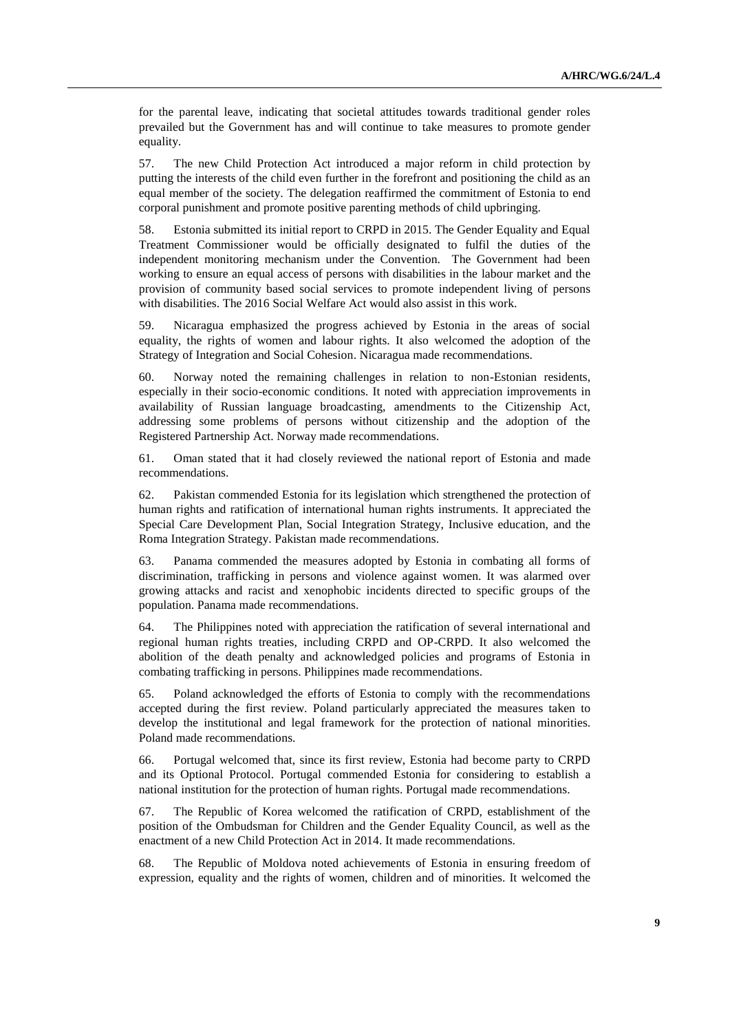for the parental leave, indicating that societal attitudes towards traditional gender roles prevailed but the Government has and will continue to take measures to promote gender equality.

57. The new Child Protection Act introduced a major reform in child protection by putting the interests of the child even further in the forefront and positioning the child as an equal member of the society. The delegation reaffirmed the commitment of Estonia to end corporal punishment and promote positive parenting methods of child upbringing.

58. Estonia submitted its initial report to CRPD in 2015. The Gender Equality and Equal Treatment Commissioner would be officially designated to fulfil the duties of the independent monitoring mechanism under the Convention. The Government had been working to ensure an equal access of persons with disabilities in the labour market and the provision of community based social services to promote independent living of persons with disabilities. The 2016 Social Welfare Act would also assist in this work.

59. Nicaragua emphasized the progress achieved by Estonia in the areas of social equality, the rights of women and labour rights. It also welcomed the adoption of the Strategy of Integration and Social Cohesion. Nicaragua made recommendations.

60. Norway noted the remaining challenges in relation to non-Estonian residents, especially in their socio-economic conditions. It noted with appreciation improvements in availability of Russian language broadcasting, amendments to the Citizenship Act, addressing some problems of persons without citizenship and the adoption of the Registered Partnership Act. Norway made recommendations.

61. Oman stated that it had closely reviewed the national report of Estonia and made recommendations.

62. Pakistan commended Estonia for its legislation which strengthened the protection of human rights and ratification of international human rights instruments. It appreciated the Special Care Development Plan, Social Integration Strategy, Inclusive education, and the Roma Integration Strategy. Pakistan made recommendations.

63. Panama commended the measures adopted by Estonia in combating all forms of discrimination, trafficking in persons and violence against women. It was alarmed over growing attacks and racist and xenophobic incidents directed to specific groups of the population. Panama made recommendations.

64. The Philippines noted with appreciation the ratification of several international and regional human rights treaties, including CRPD and OP-CRPD. It also welcomed the abolition of the death penalty and acknowledged policies and programs of Estonia in combating trafficking in persons. Philippines made recommendations.

65. Poland acknowledged the efforts of Estonia to comply with the recommendations accepted during the first review. Poland particularly appreciated the measures taken to develop the institutional and legal framework for the protection of national minorities. Poland made recommendations.

66. Portugal welcomed that, since its first review, Estonia had become party to CRPD and its Optional Protocol. Portugal commended Estonia for considering to establish a national institution for the protection of human rights. Portugal made recommendations.

67. The Republic of Korea welcomed the ratification of CRPD, establishment of the position of the Ombudsman for Children and the Gender Equality Council, as well as the enactment of a new Child Protection Act in 2014. It made recommendations.

68. The Republic of Moldova noted achievements of Estonia in ensuring freedom of expression, equality and the rights of women, children and of minorities. It welcomed the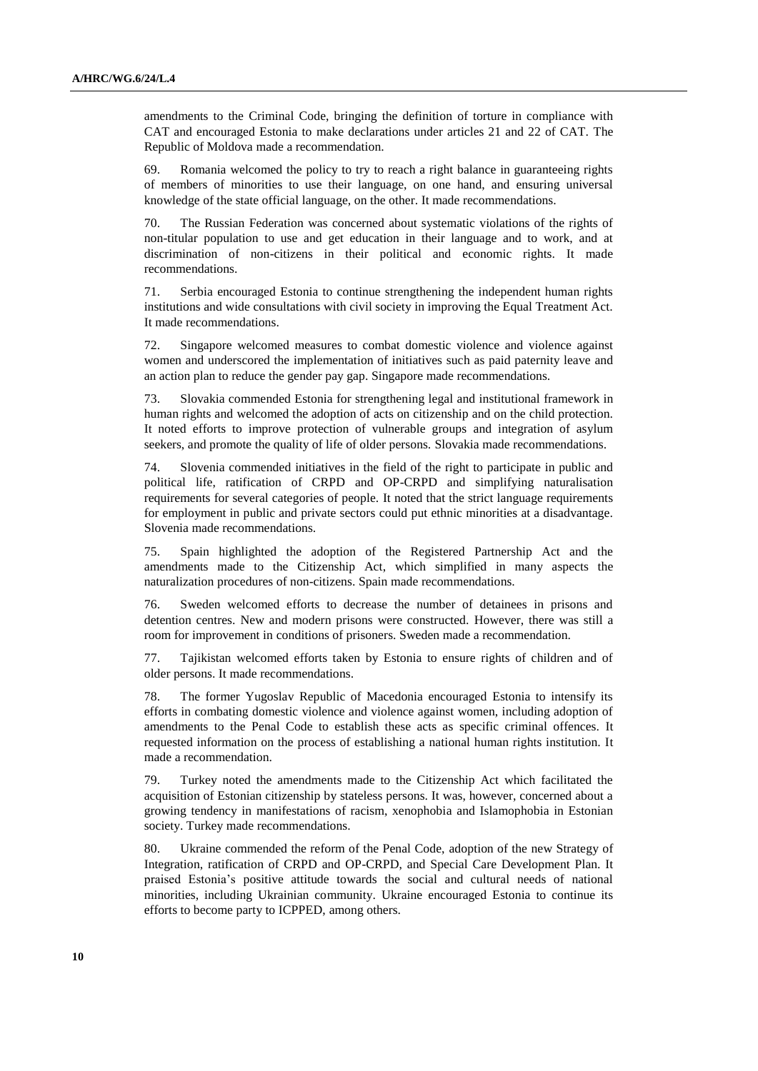amendments to the Criminal Code, bringing the definition of torture in compliance with CAT and encouraged Estonia to make declarations under articles 21 and 22 of CAT. The Republic of Moldova made a recommendation.

69. Romania welcomed the policy to try to reach a right balance in guaranteeing rights of members of minorities to use their language, on one hand, and ensuring universal knowledge of the state official language, on the other. It made recommendations.

70. The Russian Federation was concerned about systematic violations of the rights of non-titular population to use and get education in their language and to work, and at discrimination of non-citizens in their political and economic rights. It made recommendations.

71. Serbia encouraged Estonia to continue strengthening the independent human rights institutions and wide consultations with civil society in improving the Equal Treatment Act. It made recommendations.

72. Singapore welcomed measures to combat domestic violence and violence against women and underscored the implementation of initiatives such as paid paternity leave and an action plan to reduce the gender pay gap. Singapore made recommendations.

73. Slovakia commended Estonia for strengthening legal and institutional framework in human rights and welcomed the adoption of acts on citizenship and on the child protection. It noted efforts to improve protection of vulnerable groups and integration of asylum seekers, and promote the quality of life of older persons. Slovakia made recommendations.

74. Slovenia commended initiatives in the field of the right to participate in public and political life, ratification of CRPD and OP-CRPD and simplifying naturalisation requirements for several categories of people. It noted that the strict language requirements for employment in public and private sectors could put ethnic minorities at a disadvantage. Slovenia made recommendations.

75. Spain highlighted the adoption of the Registered Partnership Act and the amendments made to the Citizenship Act, which simplified in many aspects the naturalization procedures of non-citizens. Spain made recommendations.

76. Sweden welcomed efforts to decrease the number of detainees in prisons and detention centres. New and modern prisons were constructed. However, there was still a room for improvement in conditions of prisoners. Sweden made a recommendation.

77. Tajikistan welcomed efforts taken by Estonia to ensure rights of children and of older persons. It made recommendations.

78. The former Yugoslav Republic of Macedonia encouraged Estonia to intensify its efforts in combating domestic violence and violence against women, including adoption of amendments to the Penal Code to establish these acts as specific criminal offences. It requested information on the process of establishing a national human rights institution. It made a recommendation.

79. Turkey noted the amendments made to the Citizenship Act which facilitated the acquisition of Estonian citizenship by stateless persons. It was, however, concerned about a growing tendency in manifestations of racism, xenophobia and Islamophobia in Estonian society. Turkey made recommendations.

80. Ukraine commended the reform of the Penal Code, adoption of the new Strategy of Integration, ratification of CRPD and OP-CRPD, and Special Care Development Plan. It praised Estonia's positive attitude towards the social and cultural needs of national minorities, including Ukrainian community. Ukraine encouraged Estonia to continue its efforts to become party to ICPPED, among others.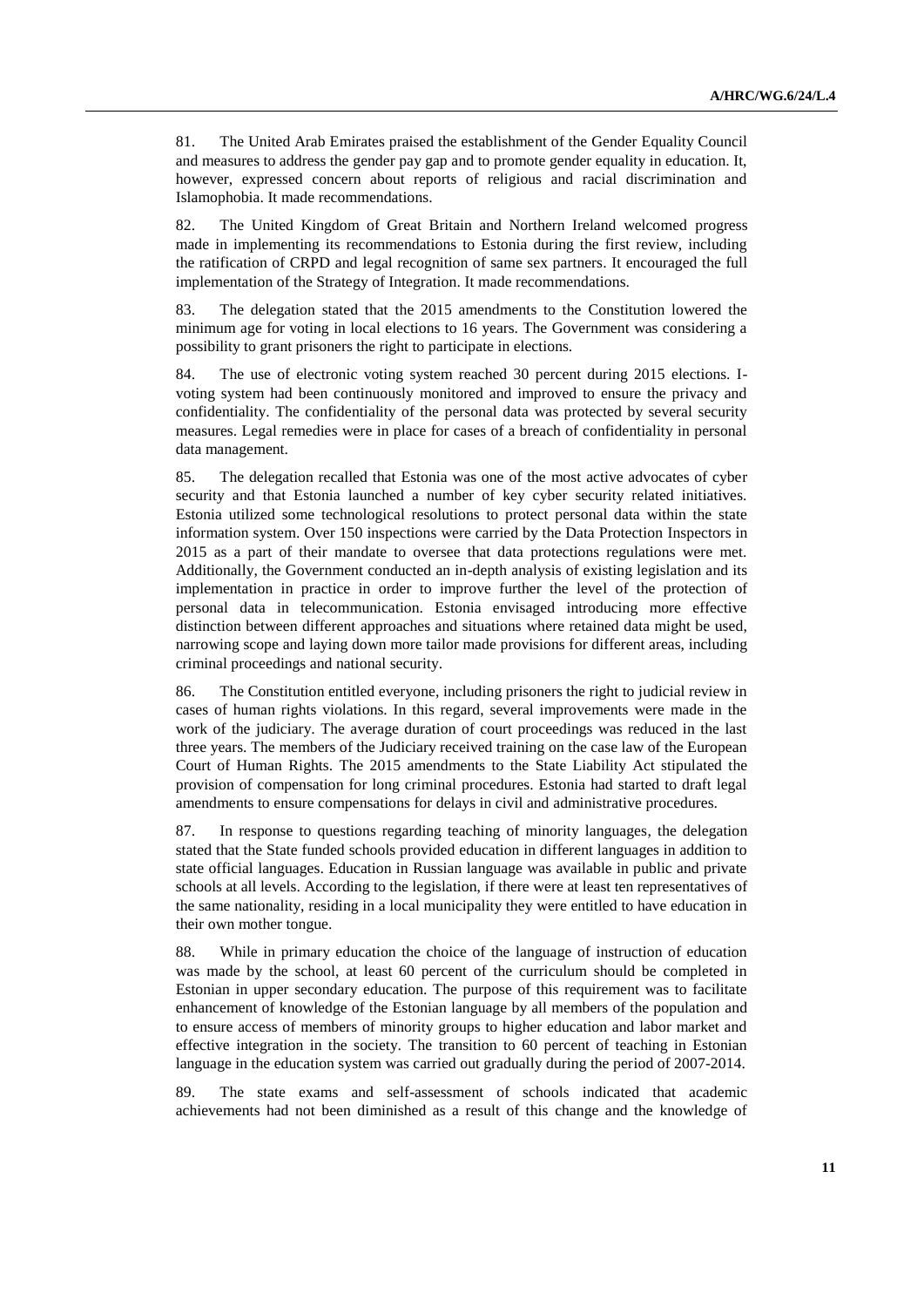81. The United Arab Emirates praised the establishment of the Gender Equality Council and measures to address the gender pay gap and to promote gender equality in education. It, however, expressed concern about reports of religious and racial discrimination and Islamophobia. It made recommendations.

82. The United Kingdom of Great Britain and Northern Ireland welcomed progress made in implementing its recommendations to Estonia during the first review, including the ratification of CRPD and legal recognition of same sex partners. It encouraged the full implementation of the Strategy of Integration. It made recommendations.

83. The delegation stated that the 2015 amendments to the Constitution lowered the minimum age for voting in local elections to 16 years. The Government was considering a possibility to grant prisoners the right to participate in elections.

84. The use of electronic voting system reached 30 percent during 2015 elections. I-voting system had been continuously monitored and improved to ensure the privacy and confidentiality. The confidentiality of the personal data was protected by several security measures. Legal remedies were in place for cases of a breach of confidentiality in personal data management.

85. The delegation recalled that Estonia was one of the most active advocates of cyber security and that Estonia launched a number of key cyber security related initiatives. Estonia utilized some technological resolutions to protect personal data within the state information system. Over 150 inspections were carried by the Data Protection Inspectors in 2015 as a part of their mandate to oversee that data protections regulations were met. Additionally, the Government conducted an in-depth analysis of existing legislation and its implementation in practice in order to improve further the level of the protection of personal data in telecommunication. Estonia envisaged introducing more effective distinction between different approaches and situations where retained data might be used, narrowing scope and laying down more tailor made provisions for different areas, including criminal proceedings and national security.

86. The Constitution entitled everyone, including prisoners the right to judicial review in cases of human rights violations. In this regard, several improvements were made in the work of the judiciary. The average duration of court proceedings was reduced in the last three years. The members of the Judiciary received training on the case law of the European Court of Human Rights. The 2015 amendments to the State Liability Act stipulated the provision of compensation for long criminal procedures. Estonia had started to draft legal amendments to ensure compensations for delays in civil and administrative procedures.

87. In response to questions regarding teaching of minority languages, the delegation stated that the State funded schools provided education in different languages in addition to state official languages. Education in Russian language was available in public and private schools at all levels. According to the legislation, if there were at least ten representatives of the same nationality, residing in a local municipality they were entitled to have education in their own mother tongue.

88. While in primary education the choice of the language of instruction of education was made by the school, at least 60 percent of the curriculum should be completed in Estonian in upper secondary education. The purpose of this requirement was to facilitate enhancement of knowledge of the Estonian language by all members of the population and to ensure access of members of minority groups to higher education and labor market and effective integration in the society. The transition to 60 percent of teaching in Estonian language in the education system was carried out gradually during the period of 2007-2014.

89. The state exams and self-assessment of schools indicated that academic achievements had not been diminished as a result of this change and the knowledge of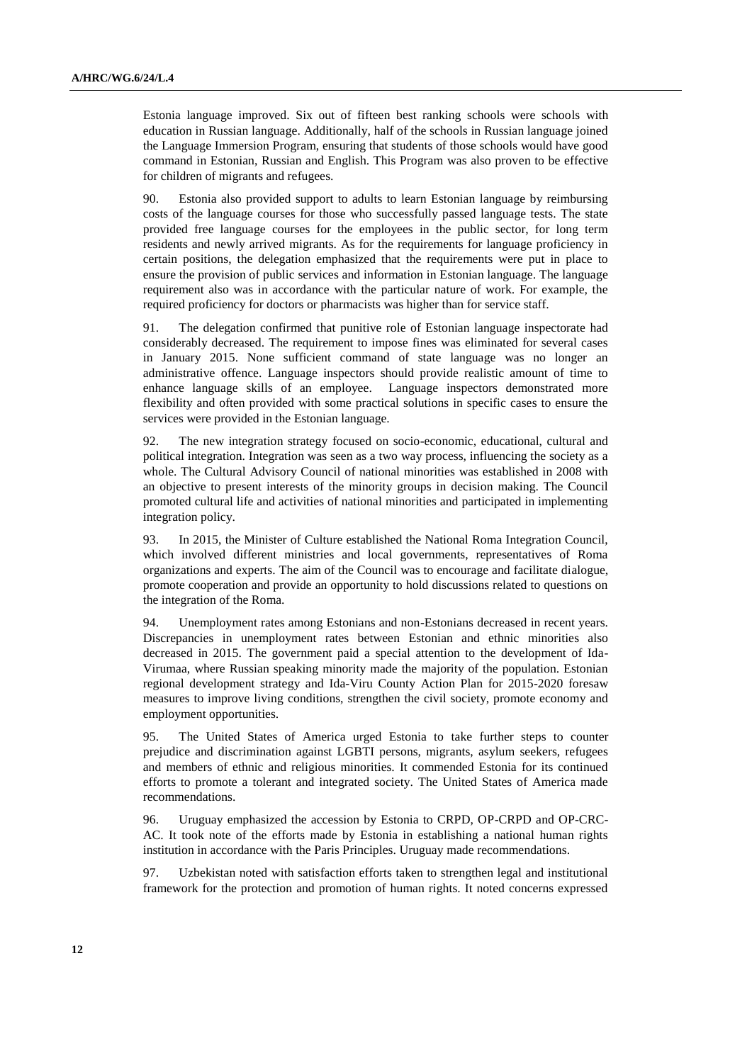Estonia language improved. Six out of fifteen best ranking schools were schools with education in Russian language. Additionally, half of the schools in Russian language joined the Language Immersion Program, ensuring that students of those schools would have good command in Estonian, Russian and English. This Program was also proven to be effective for children of migrants and refugees.

90. Estonia also provided support to adults to learn Estonian language by reimbursing costs of the language courses for those who successfully passed language tests. The state provided free language courses for the employees in the public sector, for long term residents and newly arrived migrants. As for the requirements for language proficiency in certain positions, the delegation emphasized that the requirements were put in place to ensure the provision of public services and information in Estonian language. The language requirement also was in accordance with the particular nature of work. For example, the required proficiency for doctors or pharmacists was higher than for service staff.

91. The delegation confirmed that punitive role of Estonian language inspectorate had considerably decreased. The requirement to impose fines was eliminated for several cases in January 2015. None sufficient command of state language was no longer an administrative offence. Language inspectors should provide realistic amount of time to enhance language skills of an employee. Language inspectors demonstrated more flexibility and often provided with some practical solutions in specific cases to ensure the services were provided in the Estonian language.

92. The new integration strategy focused on socio-economic, educational, cultural and political integration. Integration was seen as a two way process, influencing the society as a whole. The Cultural Advisory Council of national minorities was established in 2008 with an objective to present interests of the minority groups in decision making. The Council promoted cultural life and activities of national minorities and participated in implementing integration policy.

93. In 2015, the Minister of Culture established the National Roma Integration Council, which involved different ministries and local governments, representatives of Roma organizations and experts. The aim of the Council was to encourage and facilitate dialogue, promote cooperation and provide an opportunity to hold discussions related to questions on the integration of the Roma.

94. Unemployment rates among Estonians and non-Estonians decreased in recent years. Discrepancies in unemployment rates between Estonian and ethnic minorities also decreased in 2015. The government paid a special attention to the development of Ida-Virumaa, where Russian speaking minority made the majority of the population. Estonian regional development strategy and Ida-Viru County Action Plan for 2015-2020 foresaw measures to improve living conditions, strengthen the civil society, promote economy and employment opportunities.

95. The United States of America urged Estonia to take further steps to counter prejudice and discrimination against LGBTI persons, migrants, asylum seekers, refugees and members of ethnic and religious minorities. It commended Estonia for its continued efforts to promote a tolerant and integrated society. The United States of America made recommendations.

96. Uruguay emphasized the accession by Estonia to CRPD, OP-CRPD and OP-CRC-AC. It took note of the efforts made by Estonia in establishing a national human rights institution in accordance with the Paris Principles. Uruguay made recommendations.

97. Uzbekistan noted with satisfaction efforts taken to strengthen legal and institutional framework for the protection and promotion of human rights. It noted concerns expressed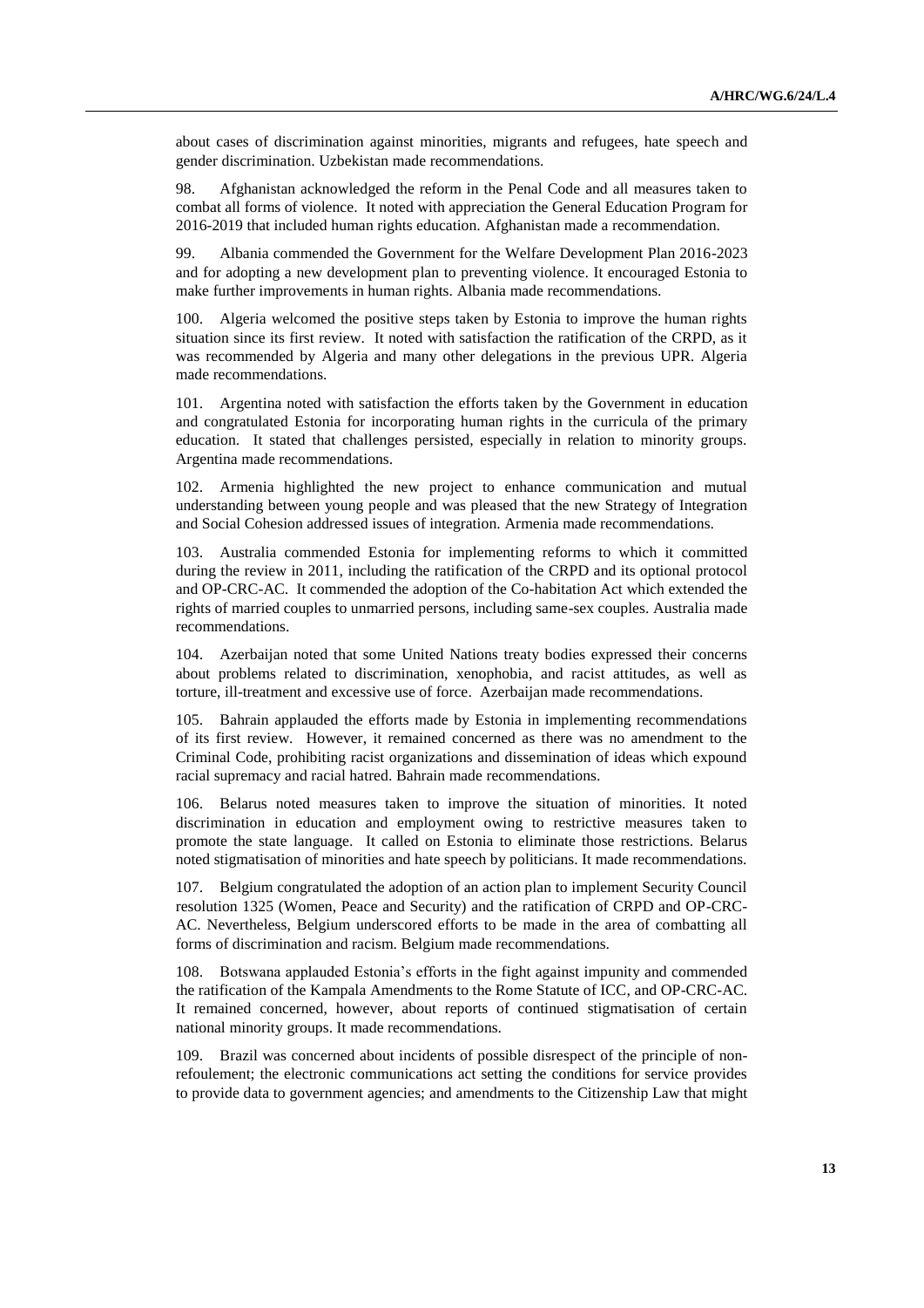about cases of discrimination against minorities, migrants and refugees, hate speech and gender discrimination. Uzbekistan made recommendations.

98. Afghanistan acknowledged the reform in the Penal Code and all measures taken to combat all forms of violence. It noted with appreciation the General Education Program for 2016-2019 that included human rights education. Afghanistan made a recommendation.

99. Albania commended the Government for the Welfare Development Plan 2016-2023 and for adopting a new development plan to preventing violence. It encouraged Estonia to make further improvements in human rights. Albania made recommendations.

100. Algeria welcomed the positive steps taken by Estonia to improve the human rights situation since its first review. It noted with satisfaction the ratification of the CRPD, as it was recommended by Algeria and many other delegations in the previous UPR. Algeria made recommendations.

101. Argentina noted with satisfaction the efforts taken by the Government in education and congratulated Estonia for incorporating human rights in the curricula of the primary education. It stated that challenges persisted, especially in relation to minority groups. Argentina made recommendations.

102. Armenia highlighted the new project to enhance communication and mutual understanding between young people and was pleased that the new Strategy of Integration and Social Cohesion addressed issues of integration. Armenia made recommendations.

103. Australia commended Estonia for implementing reforms to which it committed during the review in 2011, including the ratification of the CRPD and its optional protocol and OP-CRC-AC. It commended the adoption of the Co-habitation Act which extended the rights of married couples to unmarried persons, including same-sex couples. Australia made recommendations.

104. Azerbaijan noted that some United Nations treaty bodies expressed their concerns about problems related to discrimination, xenophobia, and racist attitudes, as well as torture, ill-treatment and excessive use of force. Azerbaijan made recommendations.

105. Bahrain applauded the efforts made by Estonia in implementing recommendations of its first review. However, it remained concerned as there was no amendment to the Criminal Code, prohibiting racist organizations and dissemination of ideas which expound racial supremacy and racial hatred. Bahrain made recommendations.

106. Belarus noted measures taken to improve the situation of minorities. It noted discrimination in education and employment owing to restrictive measures taken to promote the state language. It called on Estonia to eliminate those restrictions. Belarus noted stigmatisation of minorities and hate speech by politicians. It made recommendations.

107. Belgium congratulated the adoption of an action plan to implement Security Council resolution 1325 (Women, Peace and Security) and the ratification of CRPD and OP-CRC-AC. Nevertheless, Belgium underscored efforts to be made in the area of combatting all forms of discrimination and racism. Belgium made recommendations.

108. Botswana applauded Estonia's efforts in the fight against impunity and commended the ratification of the Kampala Amendments to the Rome Statute of ICC, and OP-CRC-AC. It remained concerned, however, about reports of continued stigmatisation of certain national minority groups. It made recommendations.

109. Brazil was concerned about incidents of possible disrespect of the principle of non-refoulement; the electronic communications act setting the conditions for service provides to provide data to government agencies; and amendments to the Citizenship Law that might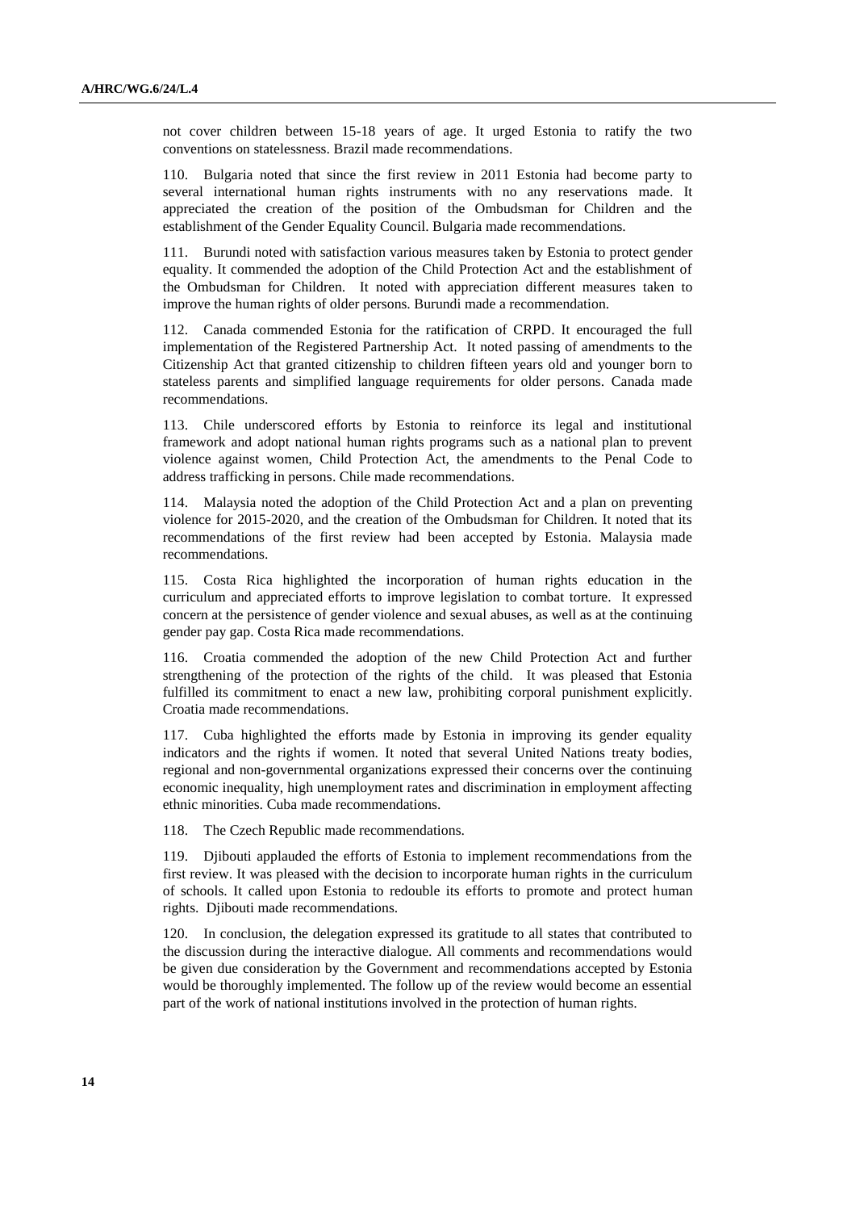not cover children between 15-18 years of age. It urged Estonia to ratify the two conventions on statelessness. Brazil made recommendations.

110. Bulgaria noted that since the first review in 2011 Estonia had become party to several international human rights instruments with no any reservations made. It appreciated the creation of the position of the Ombudsman for Children and the establishment of the Gender Equality Council. Bulgaria made recommendations.

111. Burundi noted with satisfaction various measures taken by Estonia to protect gender equality. It commended the adoption of the Child Protection Act and the establishment of the Ombudsman for Children. It noted with appreciation different measures taken to improve the human rights of older persons. Burundi made a recommendation.

112. Canada commended Estonia for the ratification of CRPD. It encouraged the full implementation of the Registered Partnership Act. It noted passing of amendments to the Citizenship Act that granted citizenship to children fifteen years old and younger born to stateless parents and simplified language requirements for older persons. Canada made recommendations.

113. Chile underscored efforts by Estonia to reinforce its legal and institutional framework and adopt national human rights programs such as a national plan to prevent violence against women, Child Protection Act, the amendments to the Penal Code to address trafficking in persons. Chile made recommendations.

114. Malaysia noted the adoption of the Child Protection Act and a plan on preventing violence for 2015-2020, and the creation of the Ombudsman for Children. It noted that its recommendations of the first review had been accepted by Estonia. Malaysia made recommendations.

115. Costa Rica highlighted the incorporation of human rights education in the curriculum and appreciated efforts to improve legislation to combat torture. It expressed concern at the persistence of gender violence and sexual abuses, as well as at the continuing gender pay gap. Costa Rica made recommendations.

116. Croatia commended the adoption of the new Child Protection Act and further strengthening of the protection of the rights of the child. It was pleased that Estonia fulfilled its commitment to enact a new law, prohibiting corporal punishment explicitly. Croatia made recommendations.

117. Cuba highlighted the efforts made by Estonia in improving its gender equality indicators and the rights if women. It noted that several United Nations treaty bodies, regional and non-governmental organizations expressed their concerns over the continuing economic inequality, high unemployment rates and discrimination in employment affecting ethnic minorities. Cuba made recommendations.

118. The Czech Republic made recommendations.

119. Djibouti applauded the efforts of Estonia to implement recommendations from the first review. It was pleased with the decision to incorporate human rights in the curriculum of schools. It called upon Estonia to redouble its efforts to promote and protect human rights. Djibouti made recommendations.

120. In conclusion, the delegation expressed its gratitude to all states that contributed to the discussion during the interactive dialogue. All comments and recommendations would be given due consideration by the Government and recommendations accepted by Estonia would be thoroughly implemented. The follow up of the review would become an essential part of the work of national institutions involved in the protection of human rights.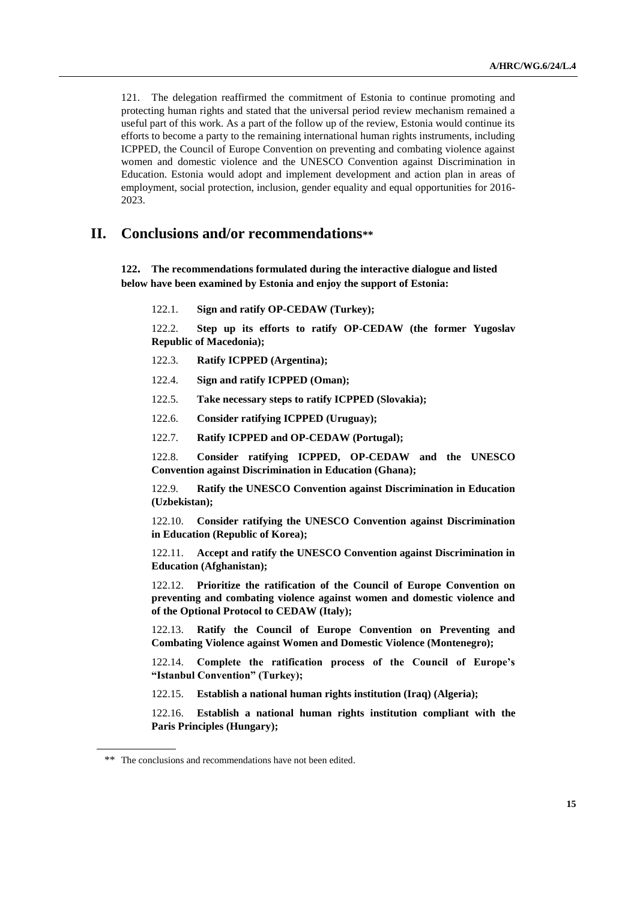121. The delegation reaffirmed the commitment of Estonia to continue promoting and protecting human rights and stated that the universal period review mechanism remained a useful part of this work. As a part of the follow up of the review, Estonia would continue its efforts to become a party to the remaining international human rights instruments, including ICPPED, the Council of Europe Convention on preventing and combating violence against women and domestic violence and the UNESCO Convention against Discrimination in Education. Estonia would adopt and implement development and action plan in areas of employment, social protection, inclusion, gender equality and equal opportunities for 2016-2023.

# II. Conclusions and/or recommendations**

**122. The recommendations formulated during the interactive dialogue and listed below have been examined by Estonia and enjoy the support of Estonia:**

122.1. **Sign and ratify OP-CEDAW (Turkey);**

122.2. **Step up its efforts to ratify OP-CEDAW (the former Yugoslav Republic of Macedonia);**

122.3. **Ratify ICPPED (Argentina);**

122.4. **Sign and ratify ICPPED (Oman);**

122.5. **Take necessary steps to ratify ICPPED (Slovakia);**

122.6. **Consider ratifying ICPPED (Uruguay);**

122.7. **Ratify ICPPED and OP-CEDAW (Portugal);**

122.8. **Consider ratifying ICPPED, OP-CEDAW and the UNESCO Convention against Discrimination in Education (Ghana);**

122.9. **Ratify the UNESCO Convention against Discrimination in Education (Uzbekistan);**

122.10. **Consider ratifying the UNESCO Convention against Discrimination in Education (Republic of Korea);**

122.11. **Accept and ratify the UNESCO Convention against Discrimination in Education (Afghanistan);**

122.12. **Prioritize the ratification of the Council of Europe Convention on preventing and combating violence against women and domestic violence and of the Optional Protocol to CEDAW (Italy);**

122.13. **Ratify the Council of Europe Convention on Preventing and Combating Violence against Women and Domestic Violence (Montenegro);**

122.14. **Complete the ratification process of the Council of Europe's "Istanbul Convention" (Turkey);**

122.15. **Establish a national human rights institution (Iraq) (Algeria);**

122.16. **Establish a national human rights institution compliant with the Paris Principles (Hungary);**

** The conclusions and recommendations have not been edited.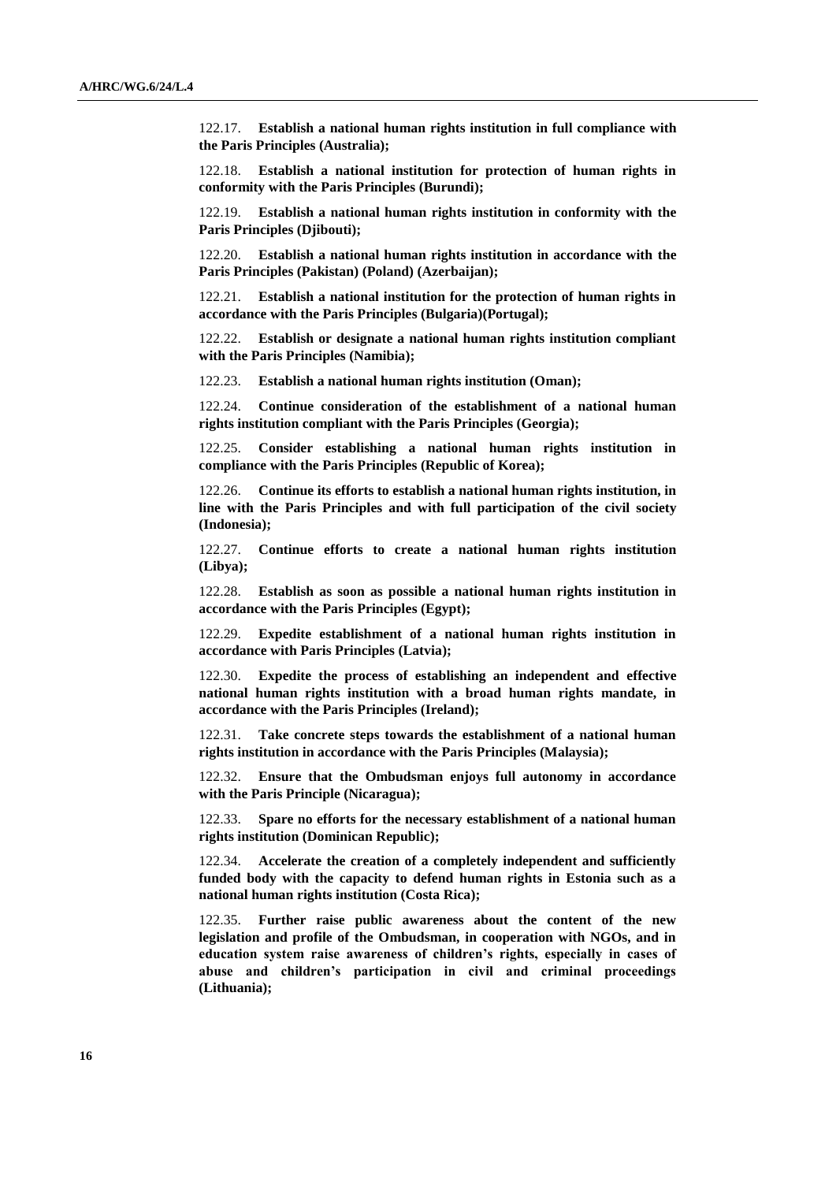122.17. **Establish a national human rights institution in full compliance with the Paris Principles (Australia);**

122.18. **Establish a national institution for protection of human rights in conformity with the Paris Principles (Burundi);**

122.19. **Establish a national human rights institution in conformity with the Paris Principles (Djibouti);**

122.20. **Establish a national human rights institution in accordance with the Paris Principles (Pakistan) (Poland) (Azerbaijan);**

122.21. **Establish a national institution for the protection of human rights in accordance with the Paris Principles (Bulgaria)(Portugal);**

122.22. **Establish or designate a national human rights institution compliant with the Paris Principles (Namibia);**

122.23. **Establish a national human rights institution (Oman);**

122.24. **Continue consideration of the establishment of a national human rights institution compliant with the Paris Principles (Georgia);**

122.25. **Consider establishing a national human rights institution in compliance with the Paris Principles (Republic of Korea);**

122.26. **Continue its efforts to establish a national human rights institution, in line with the Paris Principles and with full participation of the civil society (Indonesia);**

122.27. **Continue efforts to create a national human rights institution (Libya);**

122.28. **Establish as soon as possible a national human rights institution in accordance with the Paris Principles (Egypt);**

122.29. **Expedite establishment of a national human rights institution in accordance with Paris Principles (Latvia);**

122.30. **Expedite the process of establishing an independent and effective national human rights institution with a broad human rights mandate, in accordance with the Paris Principles (Ireland);**

122.31. **Take concrete steps towards the establishment of a national human rights institution in accordance with the Paris Principles (Malaysia);**

122.32. **Ensure that the Ombudsman enjoys full autonomy in accordance with the Paris Principle (Nicaragua);**

122.33. **Spare no efforts for the necessary establishment of a national human rights institution (Dominican Republic);**

122.34. **Accelerate the creation of a completely independent and sufficiently funded body with the capacity to defend human rights in Estonia such as a national human rights institution (Costa Rica);**

122.35. **Further raise public awareness about the content of the new legislation and profile of the Ombudsman, in cooperation with NGOs, and in education system raise awareness of children's rights, especially in cases of abuse and children's participation in civil and criminal proceedings (Lithuania);**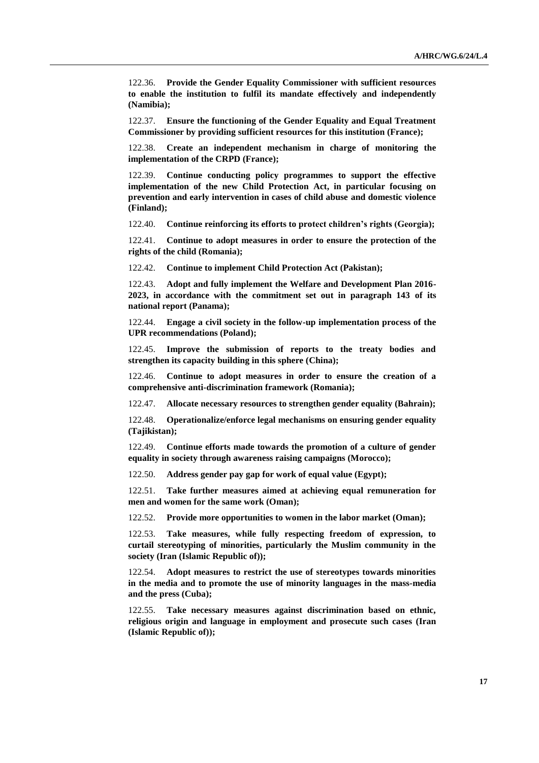122.36. **Provide the Gender Equality Commissioner with sufficient resources to enable the institution to fulfil its mandate effectively and independently (Namibia);**

122.37. **Ensure the functioning of the Gender Equality and Equal Treatment Commissioner by providing sufficient resources for this institution (France);**

122.38. **Create an independent mechanism in charge of monitoring the implementation of the CRPD (France);**

122.39. **Continue conducting policy programmes to support the effective implementation of the new Child Protection Act, in particular focusing on prevention and early intervention in cases of child abuse and domestic violence (Finland);**

122.40. **Continue reinforcing its efforts to protect children's rights (Georgia);**

122.41. **Continue to adopt measures in order to ensure the protection of the rights of the child (Romania);**

122.42. **Continue to implement Child Protection Act (Pakistan);**

122.43. **Adopt and fully implement the Welfare and Development Plan 2016-2023, in accordance with the commitment set out in paragraph 143 of its national report (Panama);**

122.44. **Engage a civil society in the follow-up implementation process of the UPR recommendations (Poland);**

122.45. **Improve the submission of reports to the treaty bodies and strengthen its capacity building in this sphere (China);**

122.46. **Continue to adopt measures in order to ensure the creation of a comprehensive anti-discrimination framework (Romania);**

122.47. **Allocate necessary resources to strengthen gender equality (Bahrain);**

122.48. **Operationalize/enforce legal mechanisms on ensuring gender equality (Tajikistan);**

122.49. **Continue efforts made towards the promotion of a culture of gender equality in society through awareness raising campaigns (Morocco);**

122.50. **Address gender pay gap for work of equal value (Egypt);**

122.51. **Take further measures aimed at achieving equal remuneration for men and women for the same work (Oman);**

122.52. **Provide more opportunities to women in the labor market (Oman);**

122.53. **Take measures, while fully respecting freedom of expression, to curtail stereotyping of minorities, particularly the Muslim community in the society (Iran (Islamic Republic of));**

122.54. **Adopt measures to restrict the use of stereotypes towards minorities in the media and to promote the use of minority languages in the mass-media and the press (Cuba);**

122.55. **Take necessary measures against discrimination based on ethnic, religious origin and language in employment and prosecute such cases (Iran (Islamic Republic of));**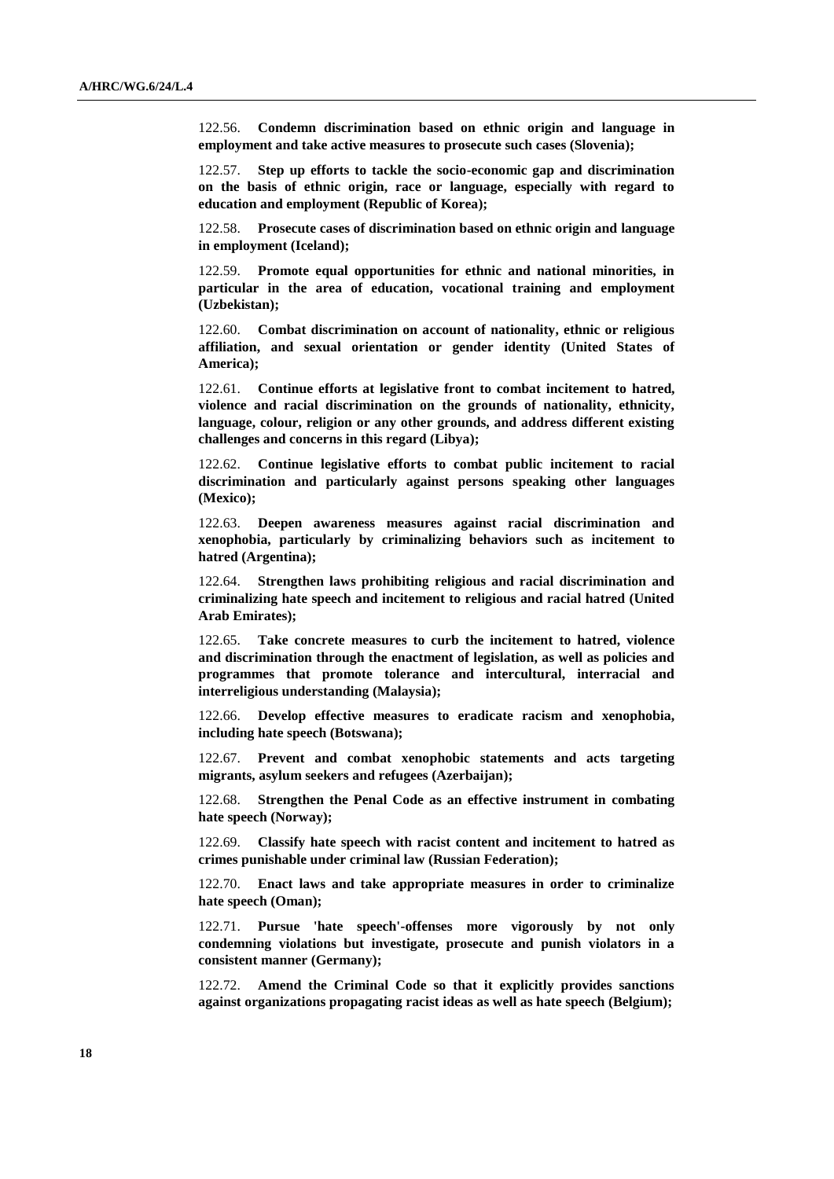122.56. **Condemn discrimination based on ethnic origin and language in employment and take active measures to prosecute such cases (Slovenia);**

122.57. **Step up efforts to tackle the socio-economic gap and discrimination on the basis of ethnic origin, race or language, especially with regard to education and employment (Republic of Korea);**

122.58. **Prosecute cases of discrimination based on ethnic origin and language in employment (Iceland);**

122.59. **Promote equal opportunities for ethnic and national minorities, in particular in the area of education, vocational training and employment (Uzbekistan);**

122.60. **Combat discrimination on account of nationality, ethnic or religious affiliation, and sexual orientation or gender identity (United States of America);**

122.61. **Continue efforts at legislative front to combat incitement to hatred, violence and racial discrimination on the grounds of nationality, ethnicity, language, colour, religion or any other grounds, and address different existing challenges and concerns in this regard (Libya);**

122.62. **Continue legislative efforts to combat public incitement to racial discrimination and particularly against persons speaking other languages (Mexico);**

122.63. **Deepen awareness measures against racial discrimination and xenophobia, particularly by criminalizing behaviors such as incitement to hatred (Argentina);**

122.64. **Strengthen laws prohibiting religious and racial discrimination and criminalizing hate speech and incitement to religious and racial hatred (United Arab Emirates);**

122.65. **Take concrete measures to curb the incitement to hatred, violence and discrimination through the enactment of legislation, as well as policies and programmes that promote tolerance and intercultural, interracial and interreligious understanding (Malaysia);**

122.66. **Develop effective measures to eradicate racism and xenophobia, including hate speech (Botswana);**

122.67. **Prevent and combat xenophobic statements and acts targeting migrants, asylum seekers and refugees (Azerbaijan);**

122.68. **Strengthen the Penal Code as an effective instrument in combating hate speech (Norway);**

122.69. **Classify hate speech with racist content and incitement to hatred as crimes punishable under criminal law (Russian Federation);**

122.70. **Enact laws and take appropriate measures in order to criminalize hate speech (Oman);**

122.71. **Pursue 'hate speech'-offenses more vigorously by not only condemning violations but investigate, prosecute and punish violators in a consistent manner (Germany);**

122.72. **Amend the Criminal Code so that it explicitly provides sanctions against organizations propagating racist ideas as well as hate speech (Belgium);**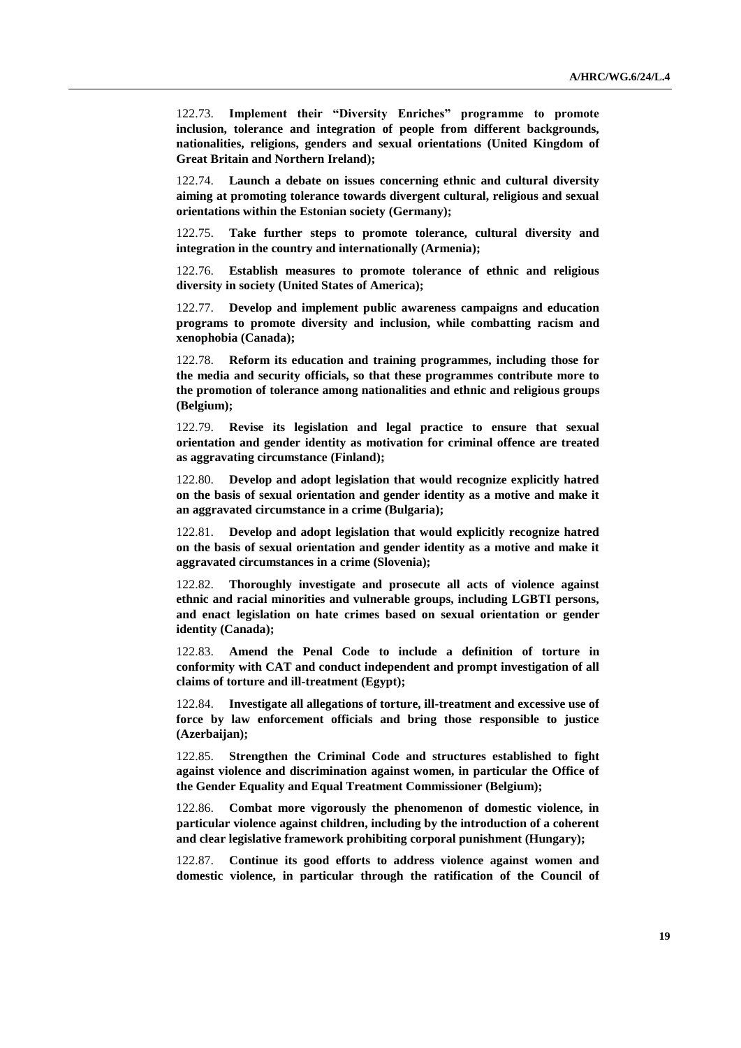122.73. **Implement their "Diversity Enriches" programme to promote inclusion, tolerance and integration of people from different backgrounds, nationalities, religions, genders and sexual orientations (United Kingdom of Great Britain and Northern Ireland);**

122.74. **Launch a debate on issues concerning ethnic and cultural diversity aiming at promoting tolerance towards divergent cultural, religious and sexual orientations within the Estonian society (Germany);**

122.75. **Take further steps to promote tolerance, cultural diversity and integration in the country and internationally (Armenia);**

122.76. **Establish measures to promote tolerance of ethnic and religious diversity in society (United States of America);**

122.77. **Develop and implement public awareness campaigns and education programs to promote diversity and inclusion, while combatting racism and xenophobia (Canada);**

122.78. **Reform its education and training programmes, including those for the media and security officials, so that these programmes contribute more to the promotion of tolerance among nationalities and ethnic and religious groups (Belgium);**

122.79. **Revise its legislation and legal practice to ensure that sexual orientation and gender identity as motivation for criminal offence are treated as aggravating circumstance (Finland);**

122.80. **Develop and adopt legislation that would recognize explicitly hatred on the basis of sexual orientation and gender identity as a motive and make it an aggravated circumstance in a crime (Bulgaria);**

122.81. **Develop and adopt legislation that would explicitly recognize hatred on the basis of sexual orientation and gender identity as a motive and make it aggravated circumstances in a crime (Slovenia);**

122.82. **Thoroughly investigate and prosecute all acts of violence against ethnic and racial minorities and vulnerable groups, including LGBTI persons, and enact legislation on hate crimes based on sexual orientation or gender identity (Canada);**

122.83. **Amend the Penal Code to include a definition of torture in conformity with CAT and conduct independent and prompt investigation of all claims of torture and ill-treatment (Egypt);**

122.84. **Investigate all allegations of torture, ill-treatment and excessive use of force by law enforcement officials and bring those responsible to justice (Azerbaijan);**

122.85. **Strengthen the Criminal Code and structures established to fight against violence and discrimination against women, in particular the Office of the Gender Equality and Equal Treatment Commissioner (Belgium);**

122.86. **Combat more vigorously the phenomenon of domestic violence, in particular violence against children, including by the introduction of a coherent and clear legislative framework prohibiting corporal punishment (Hungary);**

122.87. **Continue its good efforts to address violence against women and domestic violence, in particular through the ratification of the Council of**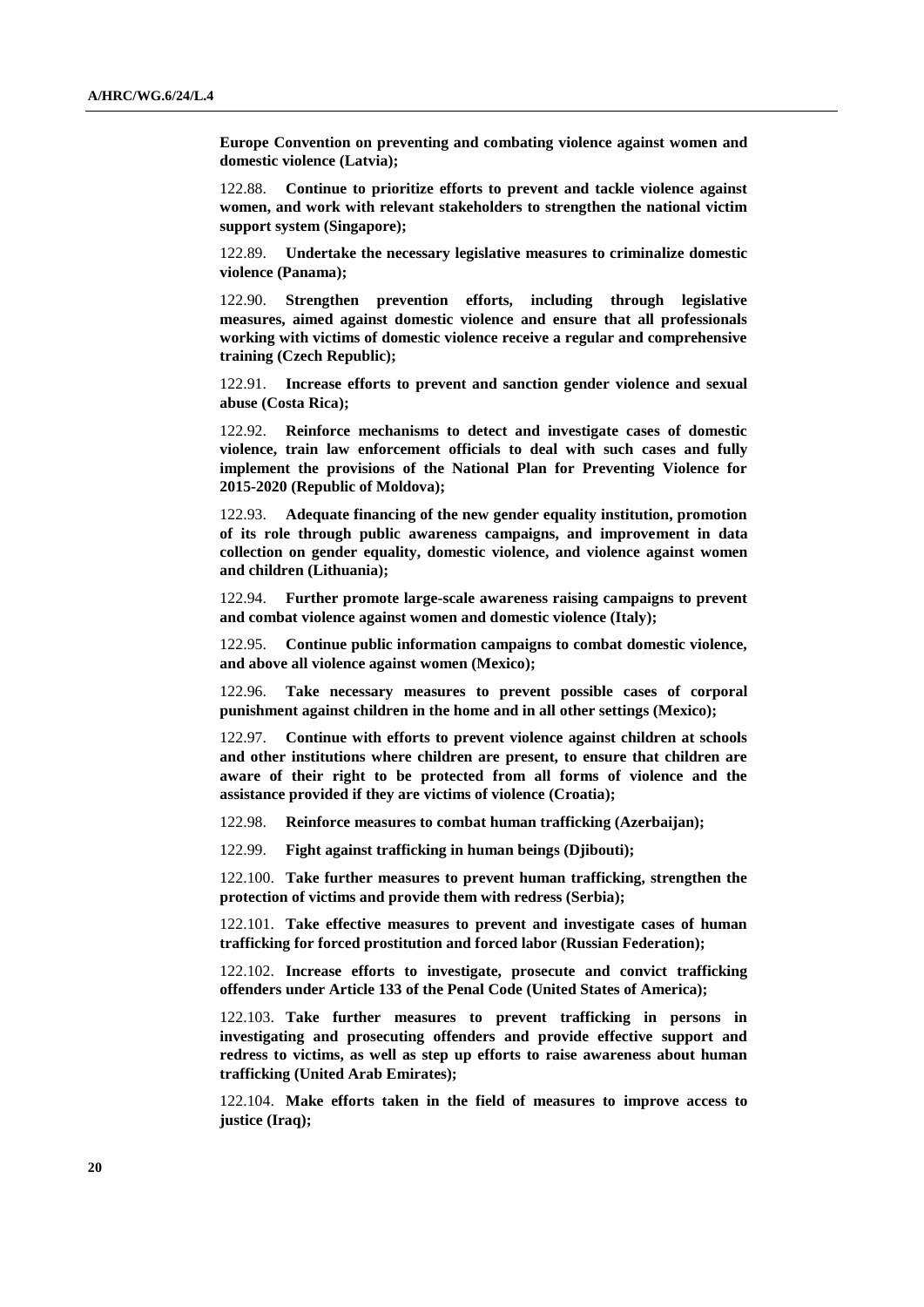**Europe Convention on preventing and combating violence against women and domestic violence (Latvia);**

122.88. **Continue to prioritize efforts to prevent and tackle violence against women, and work with relevant stakeholders to strengthen the national victim support system (Singapore);**

122.89. **Undertake the necessary legislative measures to criminalize domestic violence (Panama);**

122.90. **Strengthen prevention efforts, including through legislative measures, aimed against domestic violence and ensure that all professionals working with victims of domestic violence receive a regular and comprehensive training (Czech Republic);**

122.91. **Increase efforts to prevent and sanction gender violence and sexual abuse (Costa Rica);**

122.92. **Reinforce mechanisms to detect and investigate cases of domestic violence, train law enforcement officials to deal with such cases and fully implement the provisions of the National Plan for Preventing Violence for 2015-2020 (Republic of Moldova);**

122.93. **Adequate financing of the new gender equality institution, promotion of its role through public awareness campaigns, and improvement in data collection on gender equality, domestic violence, and violence against women and children (Lithuania);**

122.94. **Further promote large-scale awareness raising campaigns to prevent and combat violence against women and domestic violence (Italy);**

122.95. **Continue public information campaigns to combat domestic violence, and above all violence against women (Mexico);**

122.96. **Take necessary measures to prevent possible cases of corporal punishment against children in the home and in all other settings (Mexico);**

122.97. **Continue with efforts to prevent violence against children at schools and other institutions where children are present, to ensure that children are aware of their right to be protected from all forms of violence and the assistance provided if they are victims of violence (Croatia);**

122.98. **Reinforce measures to combat human trafficking (Azerbaijan);**

122.99. **Fight against trafficking in human beings (Djibouti);**

122.100. **Take further measures to prevent human trafficking, strengthen the protection of victims and provide them with redress (Serbia);**

122.101. **Take effective measures to prevent and investigate cases of human trafficking for forced prostitution and forced labor (Russian Federation);**

122.102. **Increase efforts to investigate, prosecute and convict trafficking offenders under Article 133 of the Penal Code (United States of America);**

122.103. **Take further measures to prevent trafficking in persons in investigating and prosecuting offenders and provide effective support and redress to victims, as well as step up efforts to raise awareness about human trafficking (United Arab Emirates);**

122.104. **Make efforts taken in the field of measures to improve access to justice (Iraq);**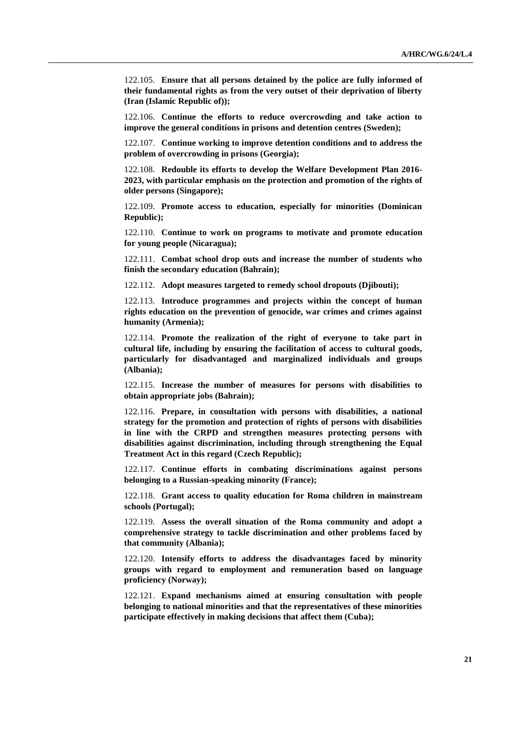122.105. **Ensure that all persons detained by the police are fully informed of their fundamental rights as from the very outset of their deprivation of liberty (Iran (Islamic Republic of));**

122.106. **Continue the efforts to reduce overcrowding and take action to improve the general conditions in prisons and detention centres (Sweden);**

122.107. **Continue working to improve detention conditions and to address the problem of overcrowding in prisons (Georgia);**

122.108. **Redouble its efforts to develop the Welfare Development Plan 2016-2023, with particular emphasis on the protection and promotion of the rights of older persons (Singapore);**

122.109. **Promote access to education, especially for minorities (Dominican Republic);**

122.110. **Continue to work on programs to motivate and promote education for young people (Nicaragua);**

122.111. **Combat school drop outs and increase the number of students who finish the secondary education (Bahrain);**

122.112. **Adopt measures targeted to remedy school dropouts (Djibouti);**

122.113. **Introduce programmes and projects within the concept of human rights education on the prevention of genocide, war crimes and crimes against humanity (Armenia);**

122.114. **Promote the realization of the right of everyone to take part in cultural life, including by ensuring the facilitation of access to cultural goods, particularly for disadvantaged and marginalized individuals and groups (Albania);**

122.115. **Increase the number of measures for persons with disabilities to obtain appropriate jobs (Bahrain);**

122.116. **Prepare, in consultation with persons with disabilities, a national strategy for the promotion and protection of rights of persons with disabilities in line with the CRPD and strengthen measures protecting persons with disabilities against discrimination, including through strengthening the Equal Treatment Act in this regard (Czech Republic);**

122.117. **Continue efforts in combating discriminations against persons belonging to a Russian-speaking minority (France);**

122.118. **Grant access to quality education for Roma children in mainstream schools (Portugal);**

122.119. **Assess the overall situation of the Roma community and adopt a comprehensive strategy to tackle discrimination and other problems faced by that community (Albania);**

122.120. **Intensify efforts to address the disadvantages faced by minority groups with regard to employment and remuneration based on language proficiency (Norway);**

122.121. **Expand mechanisms aimed at ensuring consultation with people belonging to national minorities and that the representatives of these minorities participate effectively in making decisions that affect them (Cuba);**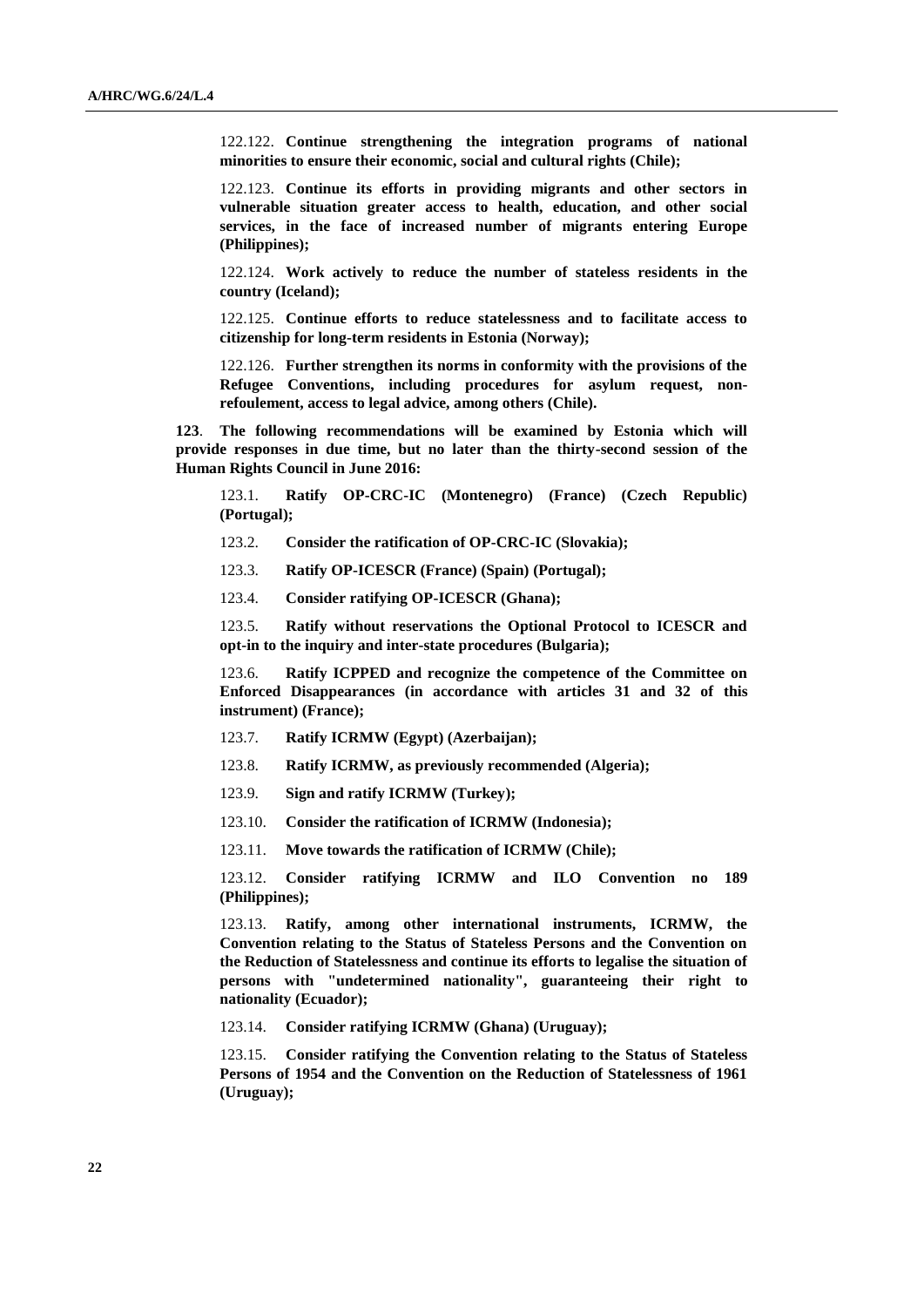122.122. **Continue strengthening the integration programs of national minorities to ensure their economic, social and cultural rights (Chile);**

122.123. **Continue its efforts in providing migrants and other sectors in vulnerable situation greater access to health, education, and other social services, in the face of increased number of migrants entering Europe (Philippines);**

122.124. **Work actively to reduce the number of stateless residents in the country (Iceland);**

122.125. **Continue efforts to reduce statelessness and to facilitate access to citizenship for long-term residents in Estonia (Norway);**

122.126. **Further strengthen its norms in conformity with the provisions of the Refugee Conventions, including procedures for asylum request, non-refoulement, access to legal advice, among others (Chile).**

**123**. **The following recommendations will be examined by Estonia which will provide responses in due time, but no later than the thirty-second session of the Human Rights Council in June 2016:**

123.1. **Ratify OP-CRC-IC (Montenegro) (France) (Czech Republic) (Portugal);**

123.2. **Consider the ratification of OP-CRC-IC (Slovakia);**

123.3. **Ratify OP-ICESCR (France) (Spain) (Portugal);**

123.4. **Consider ratifying OP-ICESCR (Ghana);**

123.5. **Ratify without reservations the Optional Protocol to ICESCR and opt-in to the inquiry and inter-state procedures (Bulgaria);**

123.6. **Ratify ICPPED and recognize the competence of the Committee on Enforced Disappearances (in accordance with articles 31 and 32 of this instrument) (France);**

123.7. **Ratify ICRMW (Egypt) (Azerbaijan);**

123.8. **Ratify ICRMW, as previously recommended (Algeria);**

123.9. **Sign and ratify ICRMW (Turkey);**

123.10. **Consider the ratification of ICRMW (Indonesia);**

123.11. **Move towards the ratification of ICRMW (Chile);**

123.12. **Consider ratifying ICRMW and ILO Convention no 189 (Philippines);**

123.13. **Ratify, among other international instruments, ICRMW, the Convention relating to the Status of Stateless Persons and the Convention on the Reduction of Statelessness and continue its efforts to legalise the situation of persons with "undetermined nationality", guaranteeing their right to nationality (Ecuador);**

123.14. **Consider ratifying ICRMW (Ghana) (Uruguay);**

123.15. **Consider ratifying the Convention relating to the Status of Stateless Persons of 1954 and the Convention on the Reduction of Statelessness of 1961 (Uruguay);**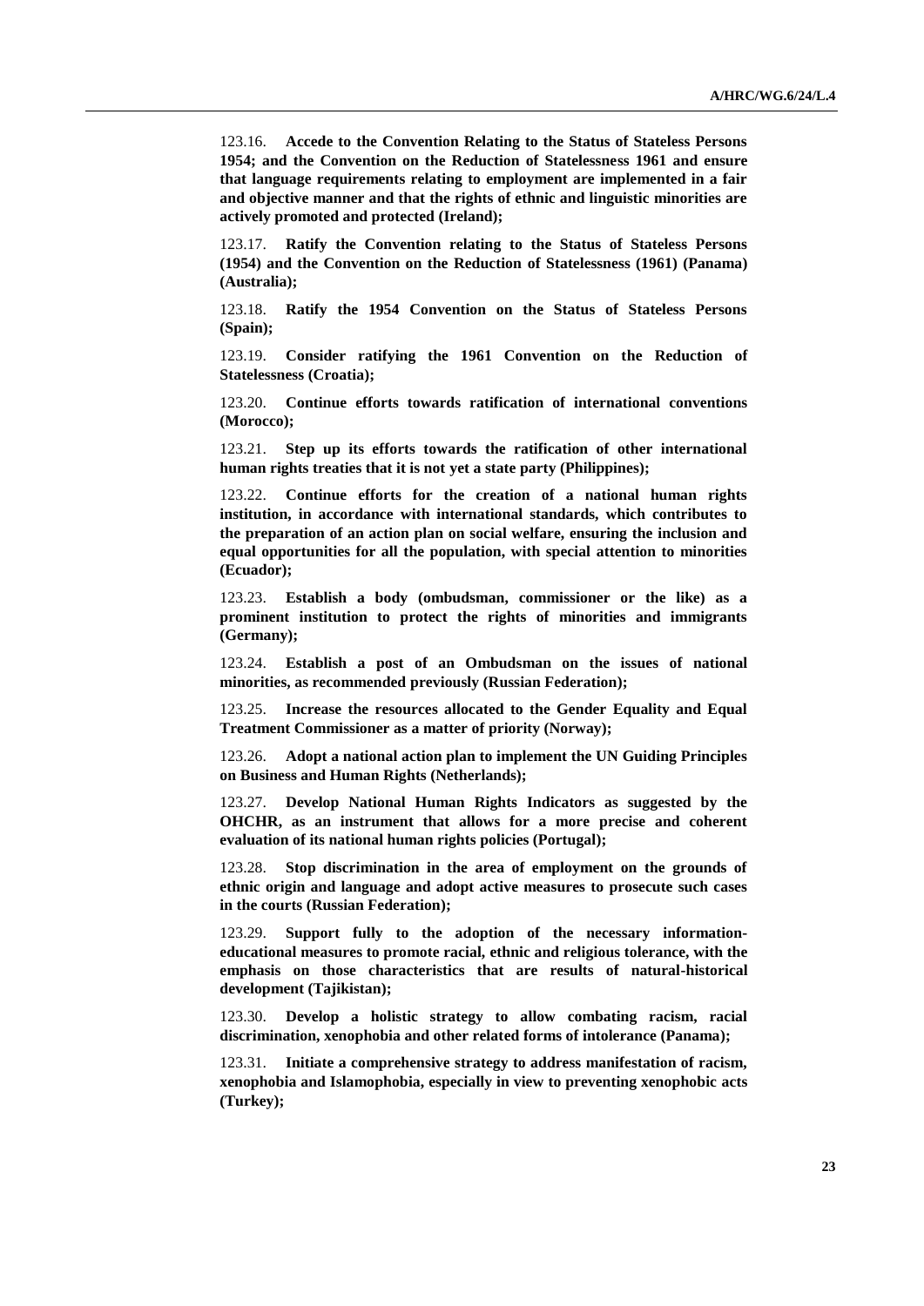123.16. **Accede to the Convention Relating to the Status of Stateless Persons 1954; and the Convention on the Reduction of Statelessness 1961 and ensure that language requirements relating to employment are implemented in a fair and objective manner and that the rights of ethnic and linguistic minorities are actively promoted and protected (Ireland);**

123.17. **Ratify the Convention relating to the Status of Stateless Persons (1954) and the Convention on the Reduction of Statelessness (1961) (Panama) (Australia);**

123.18. **Ratify the 1954 Convention on the Status of Stateless Persons (Spain);**

123.19. **Consider ratifying the 1961 Convention on the Reduction of Statelessness (Croatia);**

123.20. **Continue efforts towards ratification of international conventions (Morocco);**

123.21. **Step up its efforts towards the ratification of other international human rights treaties that it is not yet a state party (Philippines);**

123.22. **Continue efforts for the creation of a national human rights institution, in accordance with international standards, which contributes to the preparation of an action plan on social welfare, ensuring the inclusion and equal opportunities for all the population, with special attention to minorities (Ecuador);**

123.23. **Establish a body (ombudsman, commissioner or the like) as a prominent institution to protect the rights of minorities and immigrants (Germany);**

123.24. **Establish a post of an Ombudsman on the issues of national minorities, as recommended previously (Russian Federation);**

123.25. **Increase the resources allocated to the Gender Equality and Equal Treatment Commissioner as a matter of priority (Norway);**

123.26. **Adopt a national action plan to implement the UN Guiding Principles on Business and Human Rights (Netherlands);**

123.27. **Develop National Human Rights Indicators as suggested by the OHCHR, as an instrument that allows for a more precise and coherent evaluation of its national human rights policies (Portugal);**

123.28. **Stop discrimination in the area of employment on the grounds of ethnic origin and language and adopt active measures to prosecute such cases in the courts (Russian Federation);**

123.29. **Support fully to the adoption of the necessary information-educational measures to promote racial, ethnic and religious tolerance, with the emphasis on those characteristics that are results of natural-historical development (Tajikistan);**

123.30. **Develop a holistic strategy to allow combating racism, racial discrimination, xenophobia and other related forms of intolerance (Panama);**

123.31. **Initiate a comprehensive strategy to address manifestation of racism, xenophobia and Islamophobia, especially in view to preventing xenophobic acts (Turkey);**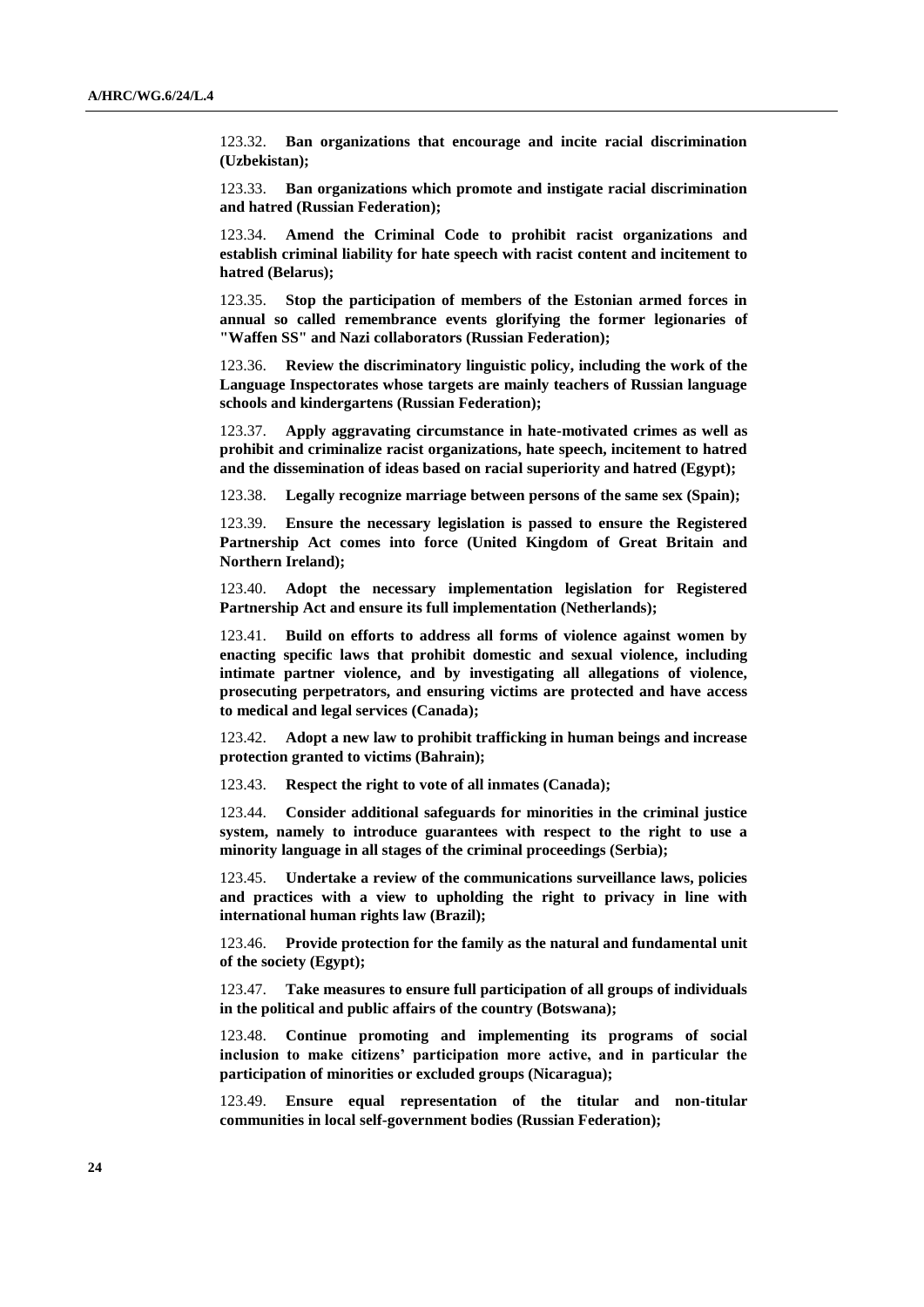123.32. **Ban organizations that encourage and incite racial discrimination (Uzbekistan);**

123.33. **Ban organizations which promote and instigate racial discrimination and hatred (Russian Federation);**

123.34. **Amend the Criminal Code to prohibit racist organizations and establish criminal liability for hate speech with racist content and incitement to hatred (Belarus);**

123.35. **Stop the participation of members of the Estonian armed forces in annual so called remembrance events glorifying the former legionaries of "Waffen SS" and Nazi collaborators (Russian Federation);**

123.36. **Review the discriminatory linguistic policy, including the work of the Language Inspectorates whose targets are mainly teachers of Russian language schools and kindergartens (Russian Federation);**

123.37. **Apply aggravating circumstance in hate-motivated crimes as well as prohibit and criminalize racist organizations, hate speech, incitement to hatred and the dissemination of ideas based on racial superiority and hatred (Egypt);**

123.38. **Legally recognize marriage between persons of the same sex (Spain);**

123.39. **Ensure the necessary legislation is passed to ensure the Registered Partnership Act comes into force (United Kingdom of Great Britain and Northern Ireland);**

123.40. **Adopt the necessary implementation legislation for Registered Partnership Act and ensure its full implementation (Netherlands);**

123.41. **Build on efforts to address all forms of violence against women by enacting specific laws that prohibit domestic and sexual violence, including intimate partner violence, and by investigating all allegations of violence, prosecuting perpetrators, and ensuring victims are protected and have access to medical and legal services (Canada);**

123.42. **Adopt a new law to prohibit trafficking in human beings and increase protection granted to victims (Bahrain);**

123.43. **Respect the right to vote of all inmates (Canada);**

123.44. **Consider additional safeguards for minorities in the criminal justice system, namely to introduce guarantees with respect to the right to use a minority language in all stages of the criminal proceedings (Serbia);**

123.45. **Undertake a review of the communications surveillance laws, policies and practices with a view to upholding the right to privacy in line with international human rights law (Brazil);**

123.46. **Provide protection for the family as the natural and fundamental unit of the society (Egypt);**

123.47. **Take measures to ensure full participation of all groups of individuals in the political and public affairs of the country (Botswana);**

123.48. **Continue promoting and implementing its programs of social inclusion to make citizens' participation more active, and in particular the participation of minorities or excluded groups (Nicaragua);**

123.49. **Ensure equal representation of the titular and non-titular communities in local self-government bodies (Russian Federation);**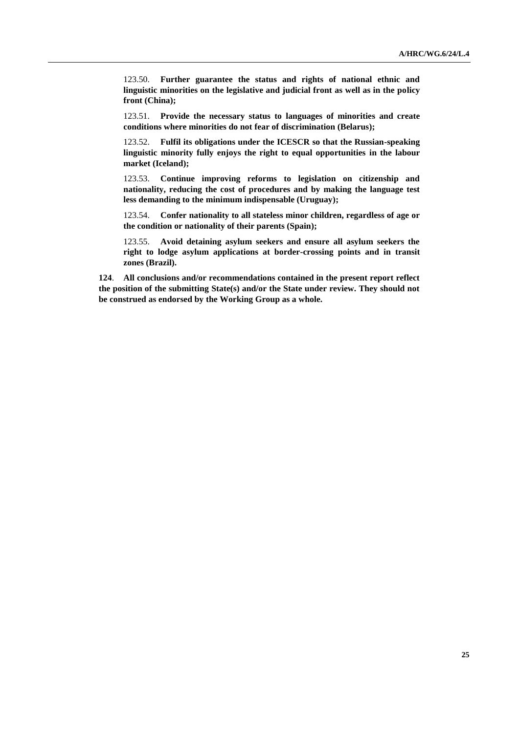123.50. **Further guarantee the status and rights of national ethnic and linguistic minorities on the legislative and judicial front as well as in the policy front (China);**

123.51. **Provide the necessary status to languages of minorities and create conditions where minorities do not fear of discrimination (Belarus);**

123.52. **Fulfil its obligations under the ICESCR so that the Russian-speaking linguistic minority fully enjoys the right to equal opportunities in the labour market (Iceland);**

123.53. **Continue improving reforms to legislation on citizenship and nationality, reducing the cost of procedures and by making the language test less demanding to the minimum indispensable (Uruguay);**

123.54. **Confer nationality to all stateless minor children, regardless of age or the condition or nationality of their parents (Spain);**

123.55. **Avoid detaining asylum seekers and ensure all asylum seekers the right to lodge asylum applications at border-crossing points and in transit zones (Brazil).**

**124**. **All conclusions and/or recommendations contained in the present report reflect the position of the submitting State(s) and/or the State under review. They should not be construed as endorsed by the Working Group as a whole.**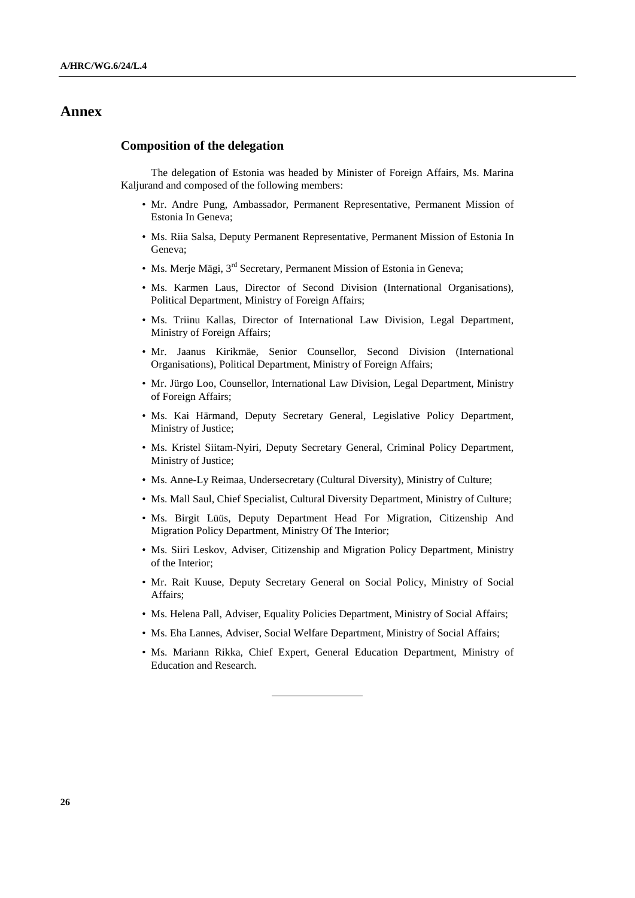# Annex

## Composition of the delegation

The delegation of Estonia was headed by Minister of Foreign Affairs, Ms. Marina Kaljurand and composed of the following members:

- Mr. Andre Pung, Ambassador, Permanent Representative, Permanent Mission of Estonia In Geneva;
- Ms. Riia Salsa, Deputy Permanent Representative, Permanent Mission of Estonia In Geneva;
- Ms. Merje Mägi, 3rd Secretary, Permanent Mission of Estonia in Geneva;
- Ms. Karmen Laus, Director of Second Division (International Organisations), Political Department, Ministry of Foreign Affairs;
- Ms. Triinu Kallas, Director of International Law Division, Legal Department, Ministry of Foreign Affairs;
- Mr. Jaanus Kirikmäe, Senior Counsellor, Second Division (International Organisations), Political Department, Ministry of Foreign Affairs;
- Mr. Jürgo Loo, Counsellor, International Law Division, Legal Department, Ministry of Foreign Affairs;
- Ms. Kai Härmand, Deputy Secretary General, Legislative Policy Department, Ministry of Justice;
- Ms. Kristel Siitam-Nyiri, Deputy Secretary General, Criminal Policy Department, Ministry of Justice;
- Ms. Anne-Ly Reimaa, Undersecretary (Cultural Diversity), Ministry of Culture;
- Ms. Mall Saul, Chief Specialist, Cultural Diversity Department, Ministry of Culture;
- Ms. Birgit Lüüs, Deputy Department Head For Migration, Citizenship And Migration Policy Department, Ministry Of The Interior;
- Ms. Siiri Leskov, Adviser, Citizenship and Migration Policy Department, Ministry of the Interior;
- Mr. Rait Kuuse, Deputy Secretary General on Social Policy, Ministry of Social Affairs;
- Ms. Helena Pall, Adviser, Equality Policies Department, Ministry of Social Affairs;
- Ms. Eha Lannes, Adviser, Social Welfare Department, Ministry of Social Affairs;
- Ms. Mariann Rikka, Chief Expert, General Education Department, Ministry of Education and Research.